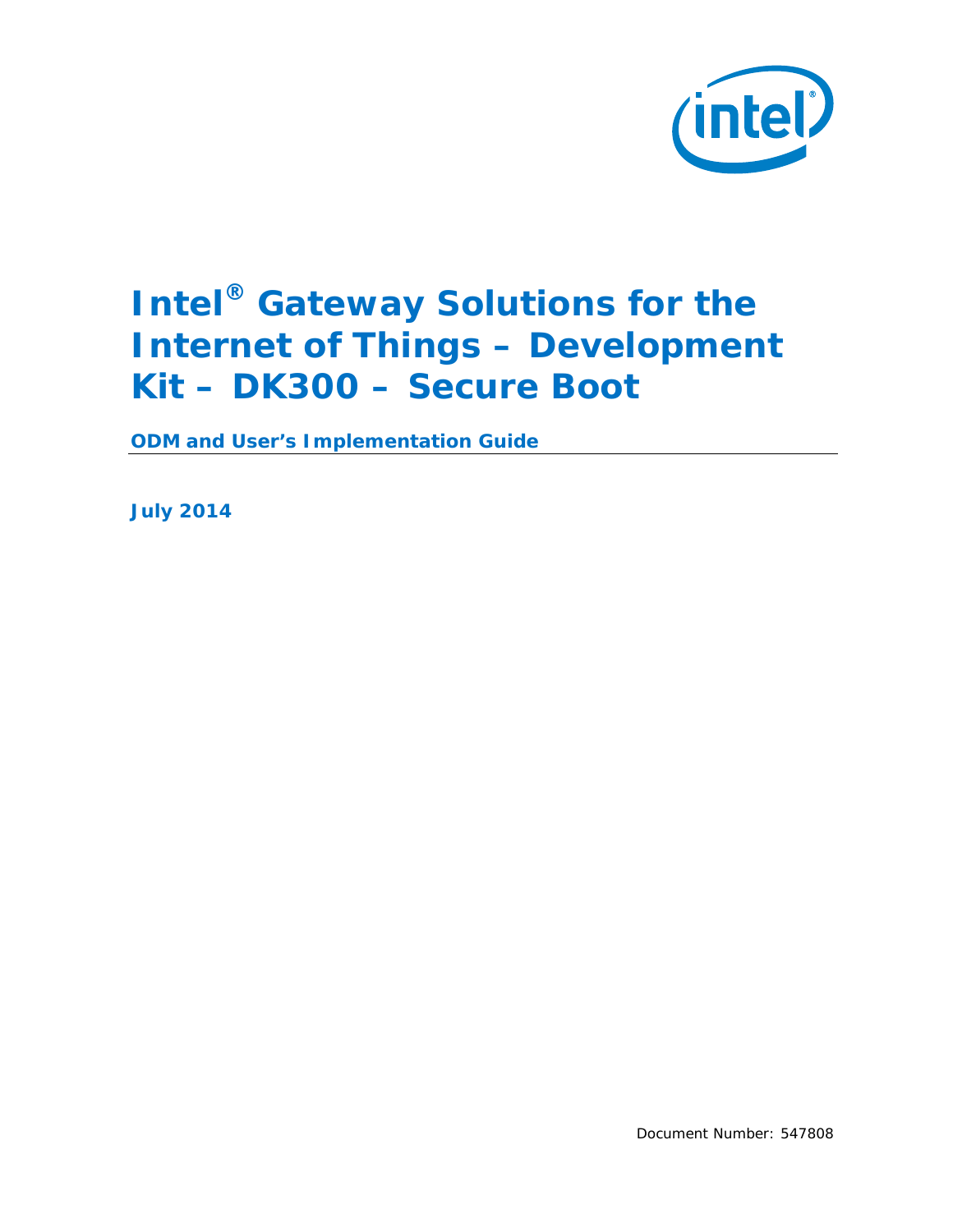# Intel® Gateway Solutions for the Internet of Things – Development Kit – DK300 – Secure Boot

**ODM and User's Implementation Guide**

**July 2014**

Document Number: 547808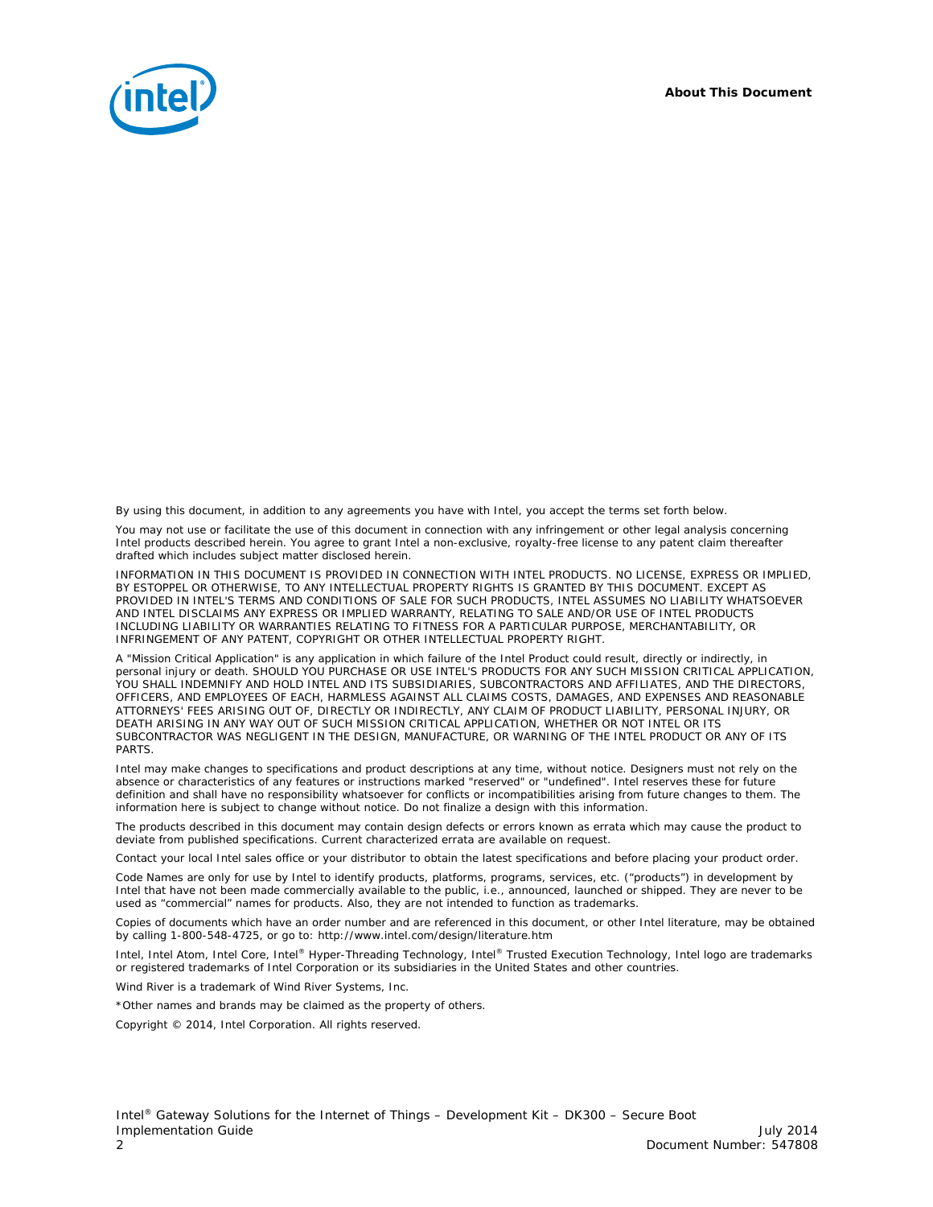By using this document, in addition to any agreements you have with Intel, you accept the terms set forth below.

You may not use or facilitate the use of this document in connection with any infringement or other legal analysis concerning Intel products described herein. You agree to grant Intel a non-exclusive, royalty-free license to any patent claim thereafter drafted which includes subject matter disclosed herein.

INFORMATION IN THIS DOCUMENT IS PROVIDED IN CONNECTION WITH INTEL PRODUCTS. NO LICENSE, EXPRESS OR IMPLIED, BY ESTOPPEL OR OTHERWISE, TO ANY INTELLECTUAL PROPERTY RIGHTS IS GRANTED BY THIS DOCUMENT. EXCEPT AS PROVIDED IN INTEL'S TERMS AND CONDITIONS OF SALE FOR SUCH PRODUCTS, INTEL ASSUMES NO LIABILITY WHATSOEVER AND INTEL DISCLAIMS ANY EXPRESS OR IMPLIED WARRANTY, RELATING TO SALE AND/OR USE OF INTEL PRODUCTS INCLUDING LIABILITY OR WARRANTIES RELATING TO FITNESS FOR A PARTICULAR PURPOSE, MERCHANTABILITY, OR INFRINGEMENT OF ANY PATENT, COPYRIGHT OR OTHER INTELLECTUAL PROPERTY RIGHT.

A "Mission Critical Application" is any application in which failure of the Intel Product could result, directly or indirectly, in personal injury or death. SHOULD YOU PURCHASE OR USE INTEL'S PRODUCTS FOR ANY SUCH MISSION CRITICAL APPLICATION, YOU SHALL INDEMNIFY AND HOLD INTEL AND ITS SUBSIDIARIES, SUBCONTRACTORS AND AFFILIATES, AND THE DIRECTORS, OFFICERS, AND EMPLOYEES OF EACH, HARMLESS AGAINST ALL CLAIMS COSTS, DAMAGES, AND EXPENSES AND REASONABLE ATTORNEYS' FEES ARISING OUT OF, DIRECTLY OR INDIRECTLY, ANY CLAIM OF PRODUCT LIABILITY, PERSONAL INJURY, OR DEATH ARISING IN ANY WAY OUT OF SUCH MISSION CRITICAL APPLICATION, WHETHER OR NOT INTEL OR ITS SUBCONTRACTOR WAS NEGLIGENT IN THE DESIGN, MANUFACTURE, OR WARNING OF THE INTEL PRODUCT OR ANY OF ITS PARTS.

Intel may make changes to specifications and product descriptions at any time, without notice. Designers must not rely on the absence or characteristics of any features or instructions marked "reserved" or "undefined". Intel reserves these for future definition and shall have no responsibility whatsoever for conflicts or incompatibilities arising from future changes to them. The information here is subject to change without notice. Do not finalize a design with this information.

The products described in this document may contain design defects or errors known as errata which may cause the product to deviate from published specifications. Current characterized errata are available on request.

Contact your local Intel sales office or your distributor to obtain the latest specifications and before placing your product order.

Code Names are only for use by Intel to identify products, platforms, programs, services, etc. ("products") in development by Intel that have not been made commercially available to the public, i.e., announced, launched or shipped. They are never to be used as "commercial" names for products. Also, they are not intended to function as trademarks.

Copies of documents which have an order number and are referenced in this document, or other Intel literature, may be obtained by calling 1-800-548-4725, or go to: http://www.intel.com/design/literature.htm

Intel, Intel Atom, Intel Core, Intel® Hyper-Threading Technology, Intel® Trusted Execution Technology, Intel logo are trademarks or registered trademarks of Intel Corporation or its subsidiaries in the United States and other countries.

Wind River is a trademark of Wind River Systems, Inc.

*Other names and brands may be claimed as the property of others.

Copyright © 2014, Intel Corporation. All rights reserved.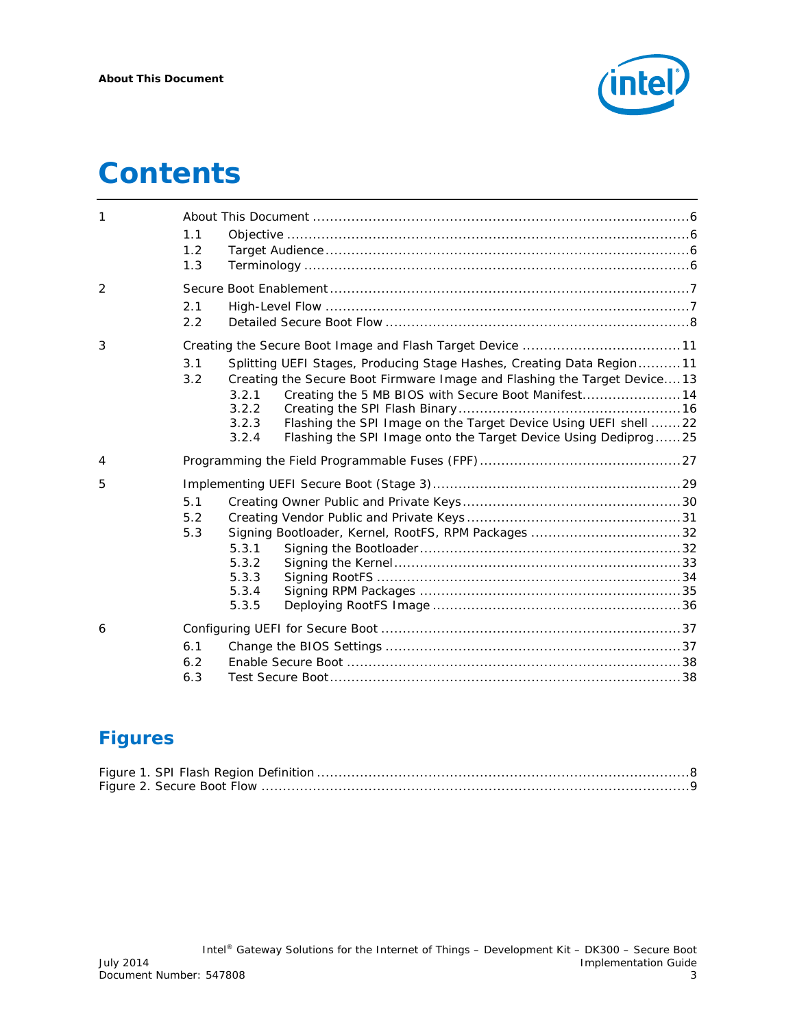# Contents

1 About This Document ....... 6
- 1.1 Objective ....... 6
- 1.2 Target Audience ....... 6
- 1.3 Terminology ....... 6

2 Secure Boot Enablement ....... 7
- 2.1 High-Level Flow ....... 7
- 2.2 Detailed Secure Boot Flow ....... 8

3 Creating the Secure Boot Image and Flash Target Device ....... 11
- 3.1 Splitting UEFI Stages, Producing Stage Hashes, Creating Data Region ....... 11
- 3.2 Creating the Secure Boot Firmware Image and Flashing the Target Device ....... 13
  - 3.2.1 Creating the 5 MB BIOS with Secure Boot Manifest ....... 14
  - 3.2.2 Creating the SPI Flash Binary ....... 16
  - 3.2.3 Flashing the SPI Image on the Target Device Using UEFI shell ....... 22
  - 3.2.4 Flashing the SPI Image onto the Target Device Using Dediprog ....... 25

4 Programming the Field Programmable Fuses (FPF) ....... 27

5 Implementing UEFI Secure Boot (Stage 3) ....... 29
- 5.1 Creating Owner Public and Private Keys ....... 30
- 5.2 Creating Vendor Public and Private Keys ....... 31
- 5.3 Signing Bootloader, Kernel, RootFS, RPM Packages ....... 32
  - 5.3.1 Signing the Bootloader ....... 32
  - 5.3.2 Signing the Kernel ....... 33
  - 5.3.3 Signing RootFS ....... 34
  - 5.3.4 Signing RPM Packages ....... 35
  - 5.3.5 Deploying RootFS Image ....... 36

6 Configuring UEFI for Secure Boot ....... 37
- 6.1 Change the BIOS Settings ....... 37
- 6.2 Enable Secure Boot ....... 38
- 6.3 Test Secure Boot ....... 38

## Figures

Figure 1. SPI Flash Region Definition ....... 8
Figure 2. Secure Boot Flow ....... 9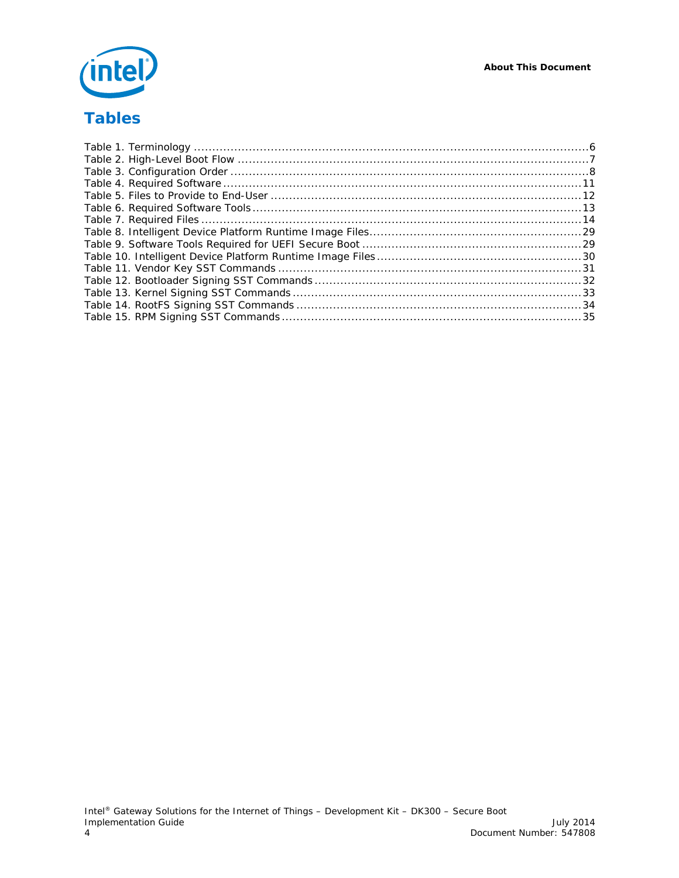# Tables

Table 1. Terminology ....................................................................................................6
Table 2. High-Level Boot Flow ..........................................................................................7
Table 3. Configuration Order ............................................................................................8
Table 4. Required Software .............................................................................................11
Table 5. Files to Provide to End-User ...............................................................................12
Table 6. Required Software Tools .....................................................................................13
Table 7. Required Files ...................................................................................................14
Table 8. Intelligent Device Platform Runtime Image Files.....................................................29
Table 9. Software Tools Required for UEFI Secure Boot .......................................................29
Table 10. Intelligent Device Platform Runtime Image Files ...................................................30
Table 11. Vendor Key SST Commands ..............................................................................31
Table 12. Bootloader Signing SST Commands ....................................................................32
Table 13. Kernel Signing SST Commands ..........................................................................33
Table 14. RootFS Signing SST Commands .........................................................................34
Table 15. RPM Signing SST Commands .............................................................................35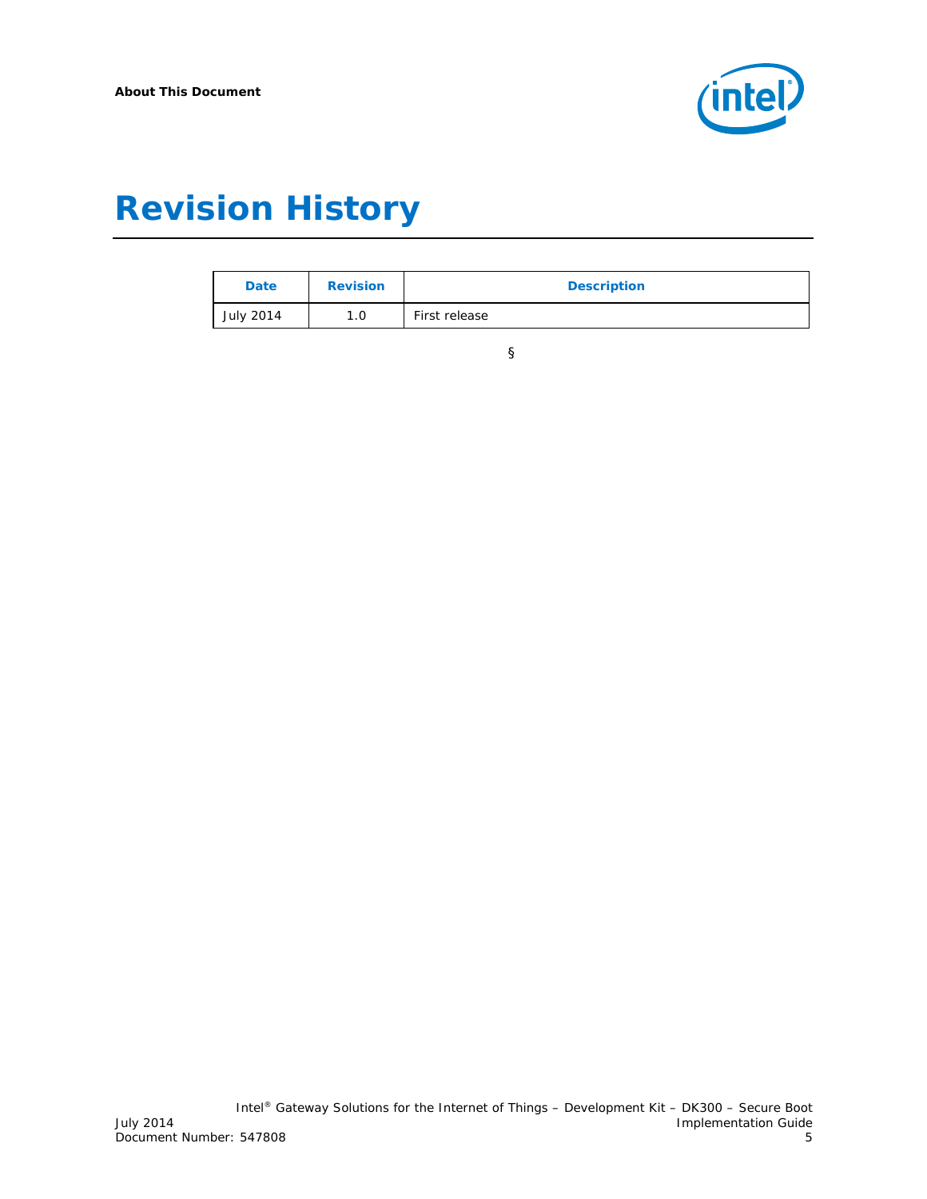# Revision History

| Date | Revision | Description |
| --- | --- | --- |
| July 2014 | 1.0 | First release |

§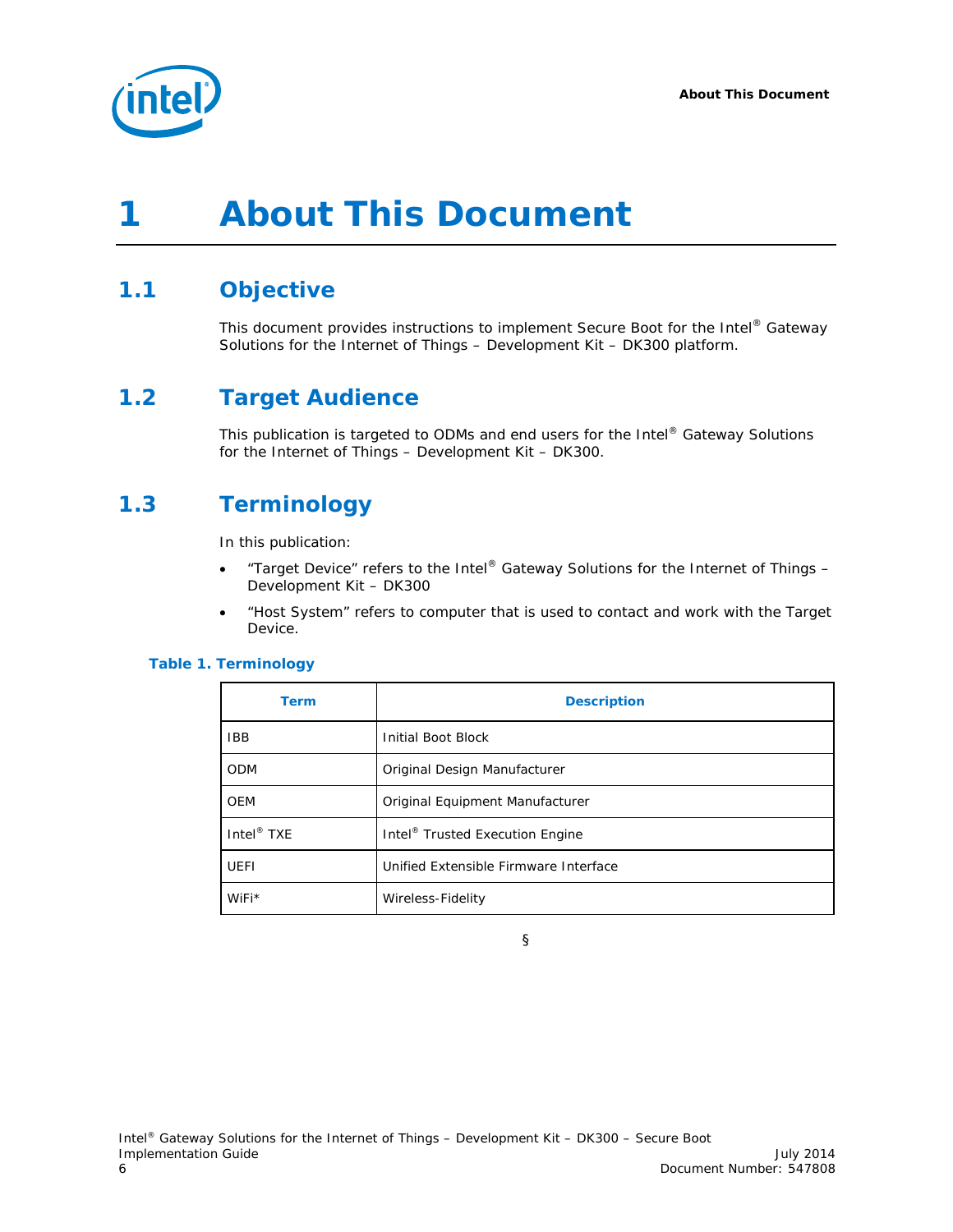# 1 About This Document

## 1.1 Objective

This document provides instructions to implement Secure Boot for the Intel® Gateway Solutions for the Internet of Things – Development Kit – DK300 platform.

## 1.2 Target Audience

This publication is targeted to ODMs and end users for the Intel® Gateway Solutions for the Internet of Things – Development Kit – DK300.

## 1.3 Terminology

In this publication:

- "Target Device" refers to the Intel® Gateway Solutions for the Internet of Things – Development Kit – DK300
- "Host System" refers to computer that is used to contact and work with the Target Device.

**Table 1. Terminology**

| Term | Description |
|---|---|
| IBB | Initial Boot Block |
| ODM | Original Design Manufacturer |
| OEM | Original Equipment Manufacturer |
| Intel® TXE | Intel® Trusted Execution Engine |
| UEFI | Unified Extensible Firmware Interface |
| WiFi* | Wireless-Fidelity |

§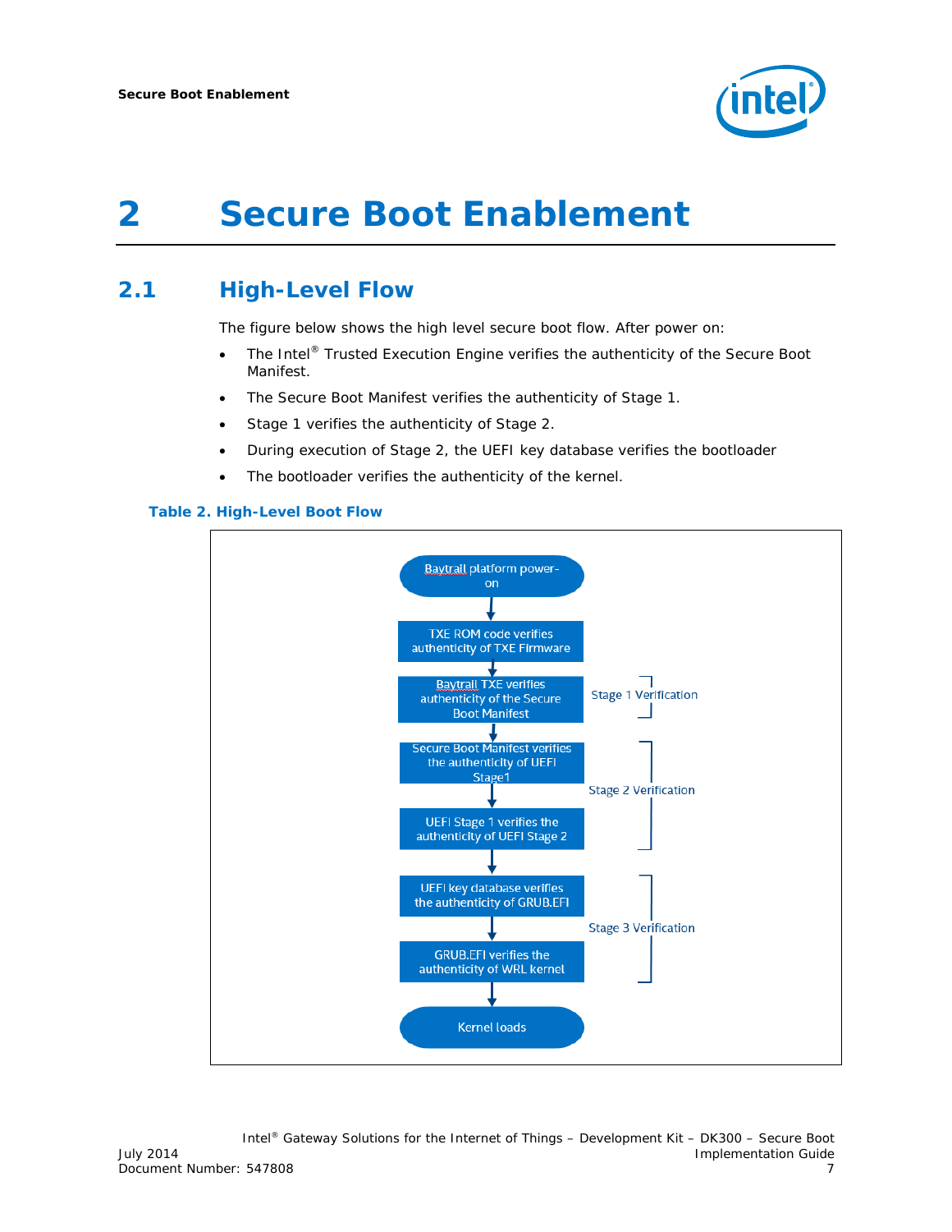# 2 Secure Boot Enablement

## 2.1 High-Level Flow

The figure below shows the high level secure boot flow. After power on:

- The Intel® Trusted Execution Engine verifies the authenticity of the Secure Boot Manifest.
- The Secure Boot Manifest verifies the authenticity of Stage 1.
- Stage 1 verifies the authenticity of Stage 2.
- During execution of Stage 2, the UEFI key database verifies the bootloader
- The bootloader verifies the authenticity of the kernel.

**Table 2. High-Level Boot Flow**

Baytrail platform power-on

↓

TXE ROM code verifies authenticity of TXE Firmware

↓

Baytrail TXE verifies authenticity of the Secure Boot Manifest — Stage 1 Verification

↓

Secure Boot Manifest verifies the authenticity of UEFI Stage1 — Stage 2 Verification

↓

UEFI Stage 1 verifies the authenticity of UEFI Stage 2 — Stage 2 Verification

↓

UEFI key database verifies the authenticity of GRUB.EFI — Stage 3 Verification

↓

GRUB.EFI verifies the authenticity of WRL kernel — Stage 3 Verification

↓

Kernel loads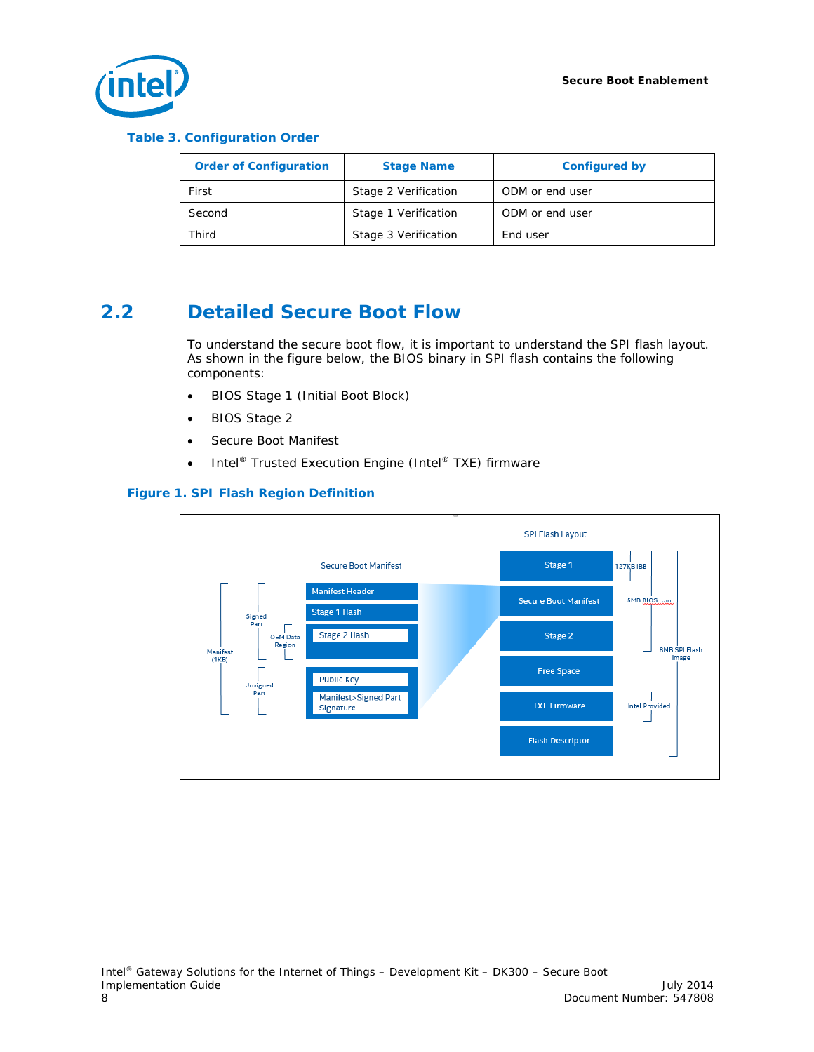**Table 3. Configuration Order**

| Order of Configuration | Stage Name | Configured by |
| --- | --- | --- |
| First | Stage 2 Verification | ODM or end user |
| Second | Stage 1 Verification | ODM or end user |
| Third | Stage 3 Verification | End user |

## 2.2 Detailed Secure Boot Flow

To understand the secure boot flow, it is important to understand the SPI flash layout. As shown in the figure below, the BIOS binary in SPI flash contains the following components:

- BIOS Stage 1 (Initial Boot Block)
- BIOS Stage 2
- Secure Boot Manifest
- Intel® Trusted Execution Engine (Intel® TXE) firmware

**Figure 1. SPI Flash Region Definition**

SPI Flash Layout

Secure Boot Manifest

Manifest Header

Stage 1 Hash

Stage 2 Hash

Public Key

Manifest>Signed Part Signature

Signed Part

OEM Data Region

Manifest (1KB)

Unsigned Part

Stage 1

Secure Boot Manifest

Stage 2

Free Space

TXE Firmware

Flash Descriptor

127KB IBB

5MB BIOS.rom

8MB SPI Flash Image

Intel Provided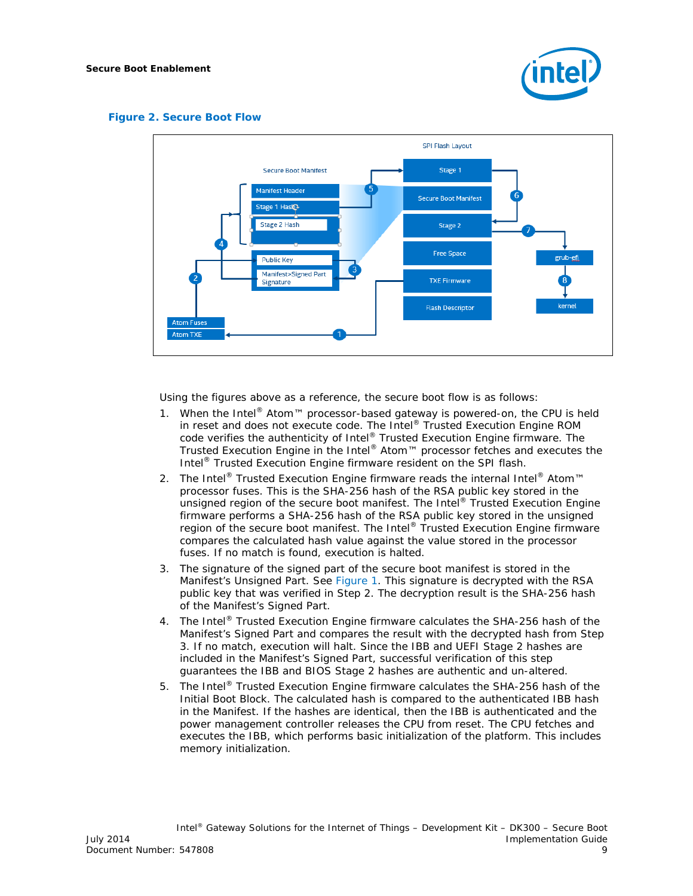**Figure 2. Secure Boot Flow**

Using the figures above as a reference, the secure boot flow is as follows:

1. When the Intel® Atom™ processor-based gateway is powered-on, the CPU is held in reset and does not execute code. The Intel® Trusted Execution Engine ROM code verifies the authenticity of Intel® Trusted Execution Engine firmware. The Trusted Execution Engine in the Intel® Atom™ processor fetches and executes the Intel® Trusted Execution Engine firmware resident on the SPI flash.
2. The Intel® Trusted Execution Engine firmware reads the internal Intel® Atom™ processor fuses. This is the SHA-256 hash of the RSA public key stored in the unsigned region of the secure boot manifest. The Intel® Trusted Execution Engine firmware performs a SHA-256 hash of the RSA public key stored in the unsigned region of the secure boot manifest. The Intel® Trusted Execution Engine firmware compares the calculated hash value against the value stored in the processor fuses. If no match is found, execution is halted.
3. The signature of the signed part of the secure boot manifest is stored in the Manifest's Unsigned Part. See Figure 1. This signature is decrypted with the RSA public key that was verified in Step 2. The decryption result is the SHA-256 hash of the Manifest's Signed Part.
4. The Intel® Trusted Execution Engine firmware calculates the SHA-256 hash of the Manifest's Signed Part and compares the result with the decrypted hash from Step 3. If no match, execution will halt. Since the IBB and UEFI Stage 2 hashes are included in the Manifest's Signed Part, successful verification of this step guarantees the IBB and BIOS Stage 2 hashes are authentic and un-altered.
5. The Intel® Trusted Execution Engine firmware calculates the SHA-256 hash of the Initial Boot Block. The calculated hash is compared to the authenticated IBB hash in the Manifest. If the hashes are identical, then the IBB is authenticated and the power management controller releases the CPU from reset. The CPU fetches and executes the IBB, which performs basic initialization of the platform. This includes memory initialization.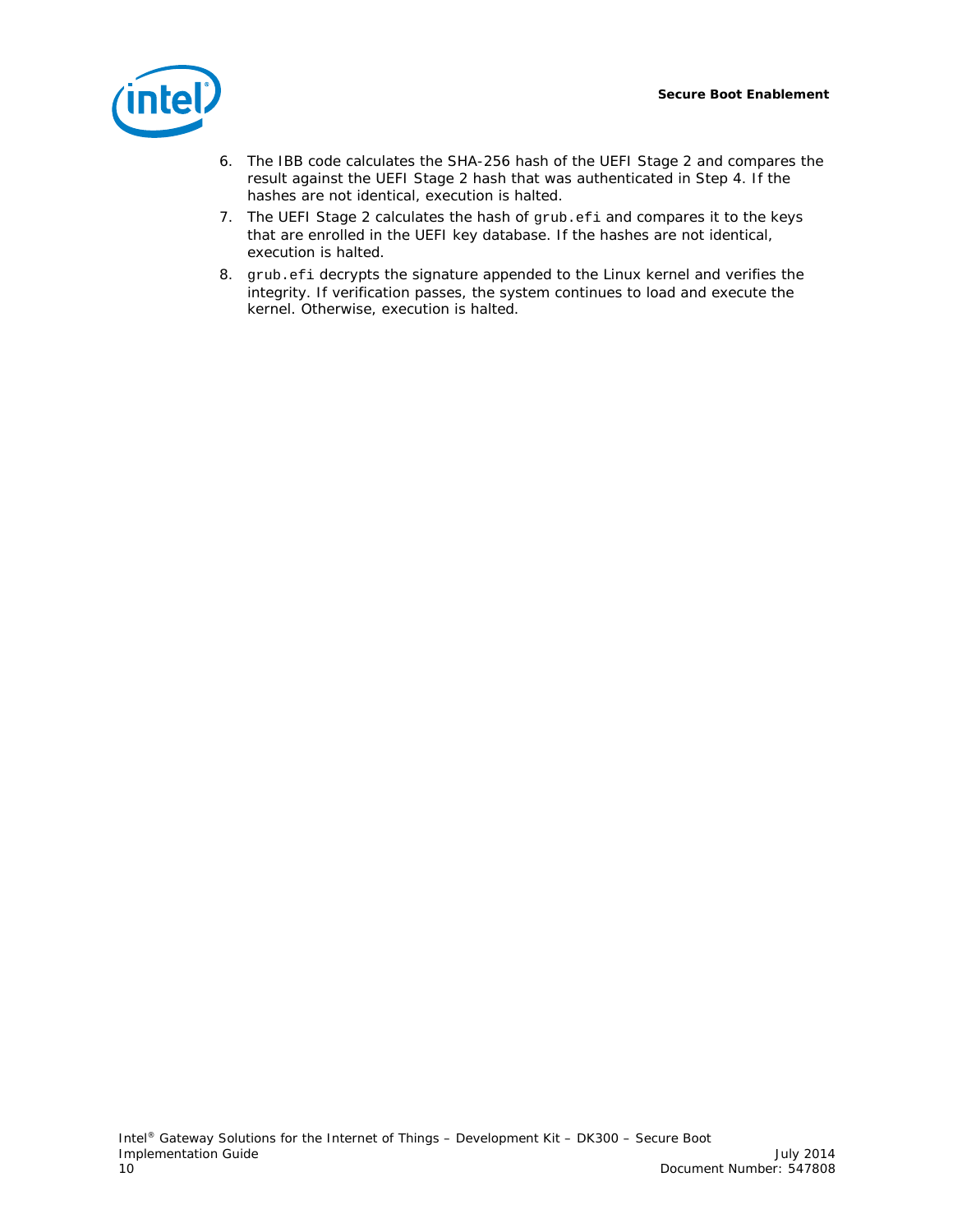6. The IBB code calculates the SHA-256 hash of the UEFI Stage 2 and compares the result against the UEFI Stage 2 hash that was authenticated in Step 4. If the hashes are not identical, execution is halted.
7. The UEFI Stage 2 calculates the hash of `grub.efi` and compares it to the keys that are enrolled in the UEFI key database. If the hashes are not identical, execution is halted.
8. `grub.efi` decrypts the signature appended to the Linux kernel and verifies the integrity. If verification passes, the system continues to load and execute the kernel. Otherwise, execution is halted.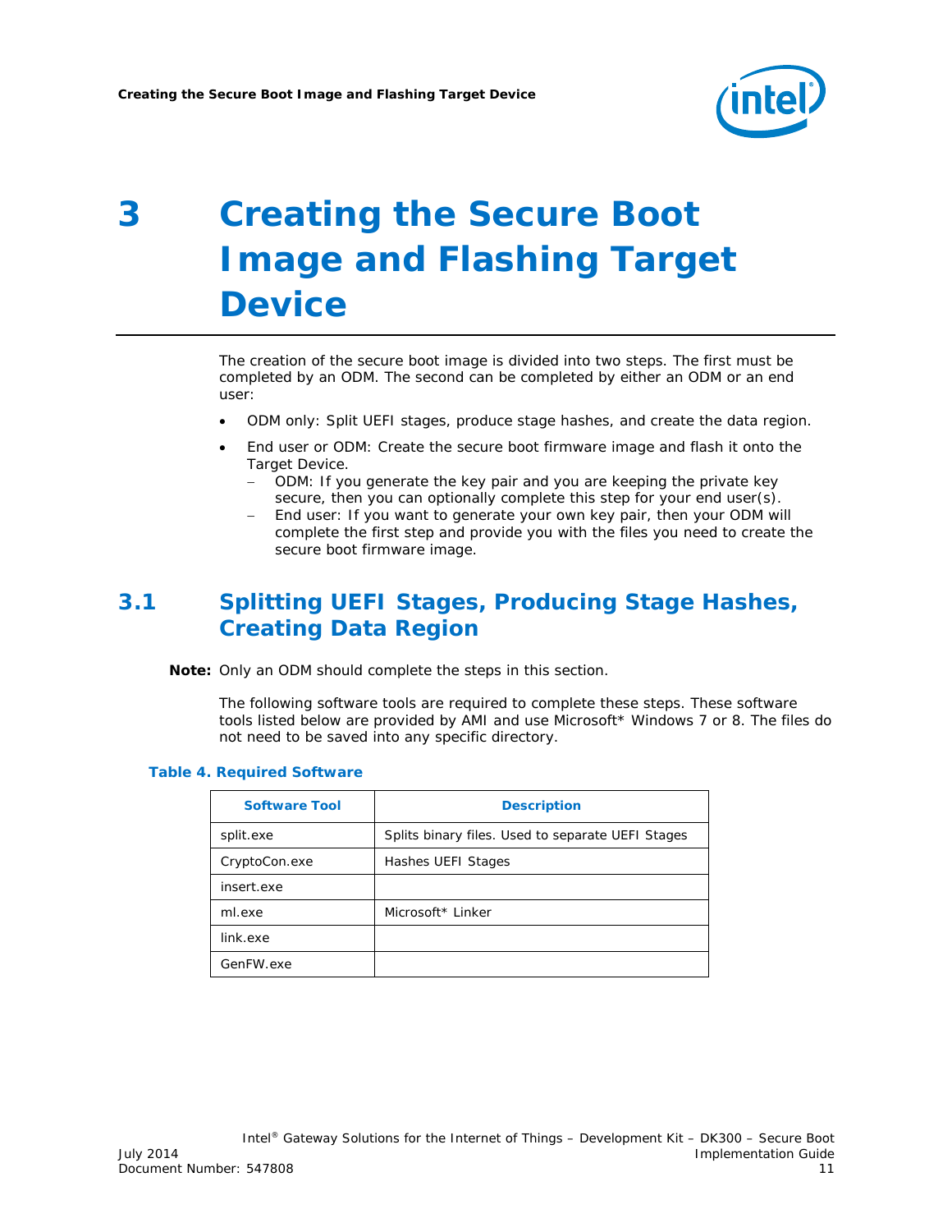# 3 Creating the Secure Boot Image and Flashing Target Device

The creation of the secure boot image is divided into two steps. The first must be completed by an ODM. The second can be completed by either an ODM or an end user:

- ODM only: Split UEFI stages, produce stage hashes, and create the data region.
- End user or ODM: Create the secure boot firmware image and flash it onto the Target Device.
  - ODM: If you generate the key pair and you are keeping the private key secure, then you can optionally complete this step for your end user(s).
  - End user: If you want to generate your own key pair, then your ODM will complete the first step and provide you with the files you need to create the secure boot firmware image.

## 3.1 Splitting UEFI Stages, Producing Stage Hashes, Creating Data Region

**Note:** Only an ODM should complete the steps in this section.

The following software tools are required to complete these steps. These software tools listed below are provided by AMI and use Microsoft* Windows 7 or 8. The files do not need to be saved into any specific directory.

**Table 4. Required Software**

| Software Tool | Description |
|---|---|
| split.exe | Splits binary files. Used to separate UEFI Stages |
| CryptoCon.exe | Hashes UEFI Stages |
| insert.exe | |
| ml.exe | Microsoft* Linker |
| link.exe | |
| GenFW.exe | |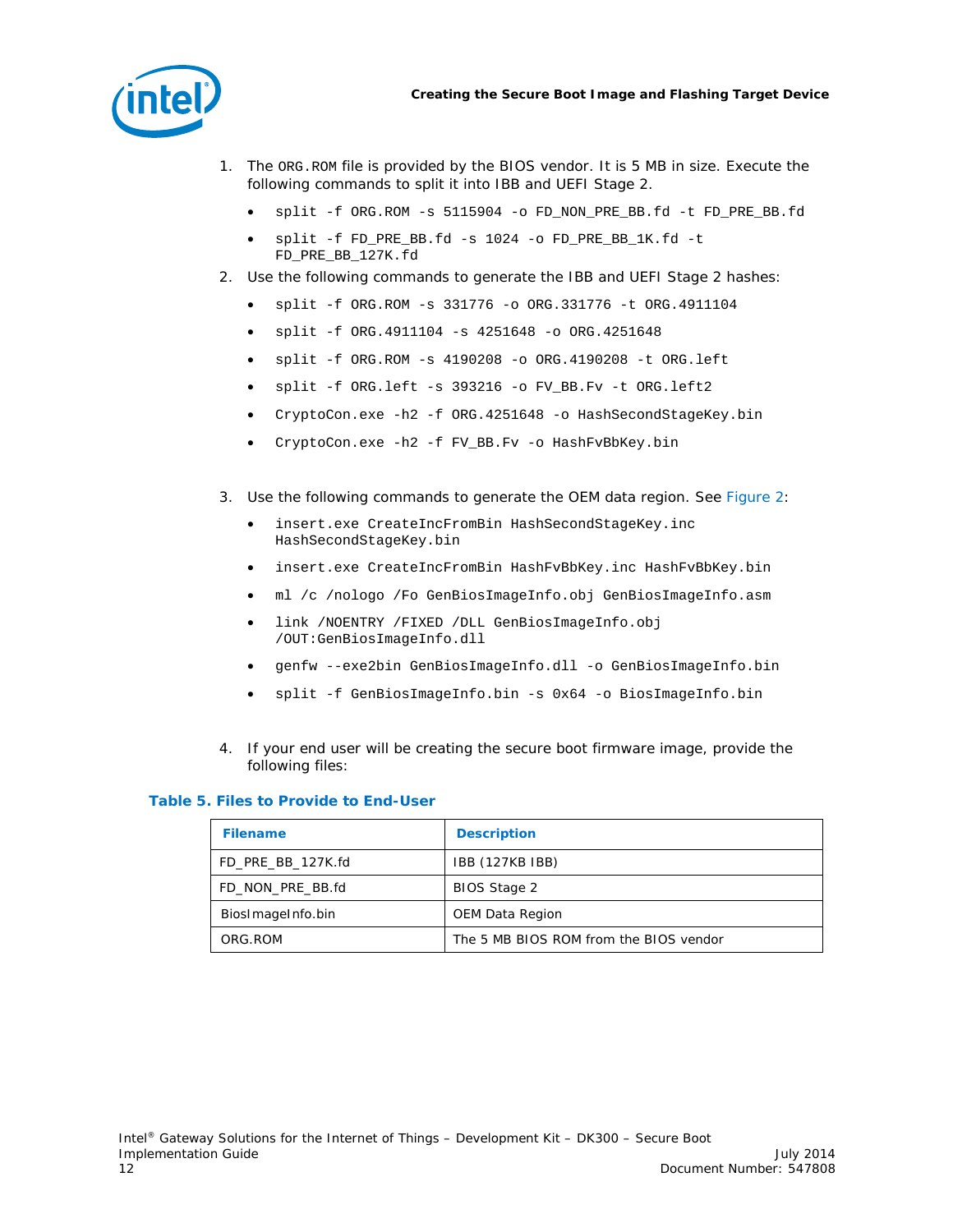1. The `ORG.ROM` file is provided by the BIOS vendor. It is 5 MB in size. Execute the following commands to split it into IBB and UEFI Stage 2.
   - `split -f ORG.ROM -s 5115904 -o FD_NON_PRE_BB.fd -t FD_PRE_BB.fd`
   - `split -f FD_PRE_BB.fd -s 1024 -o FD_PRE_BB_1K.fd -t FD_PRE_BB_127K.fd`
2. Use the following commands to generate the IBB and UEFI Stage 2 hashes:
   - `split -f ORG.ROM -s 331776 -o ORG.331776 -t ORG.4911104`
   - `split -f ORG.4911104 -s 4251648 -o ORG.4251648`
   - `split -f ORG.ROM -s 4190208 -o ORG.4190208 -t ORG.left`
   - `split -f ORG.left -s 393216 -o FV_BB.Fv -t ORG.left2`
   - `CryptoCon.exe -h2 -f ORG.4251648 -o HashSecondStageKey.bin`
   - `CryptoCon.exe -h2 -f FV_BB.Fv -o HashFvBbKey.bin`
3. Use the following commands to generate the OEM data region. See Figure 2:
   - `insert.exe CreateIncFromBin HashSecondStageKey.inc HashSecondStageKey.bin`
   - `insert.exe CreateIncFromBin HashFvBbKey.inc HashFvBbKey.bin`
   - `ml /c /nologo /Fo GenBiosImageInfo.obj GenBiosImageInfo.asm`
   - `link /NOENTRY /FIXED /DLL GenBiosImageInfo.obj /OUT:GenBiosImageInfo.dll`
   - `genfw --exe2bin GenBiosImageInfo.dll -o GenBiosImageInfo.bin`
   - `split -f GenBiosImageInfo.bin -s 0x64 -o BiosImageInfo.bin`
4. If your end user will be creating the secure boot firmware image, provide the following files:

**Table 5. Files to Provide to End-User**

| Filename | Description |
|---|---|
| FD_PRE_BB_127K.fd | IBB (127KB IBB) |
| FD_NON_PRE_BB.fd | BIOS Stage 2 |
| BiosImageInfo.bin | OEM Data Region |
| ORG.ROM | The 5 MB BIOS ROM from the BIOS vendor |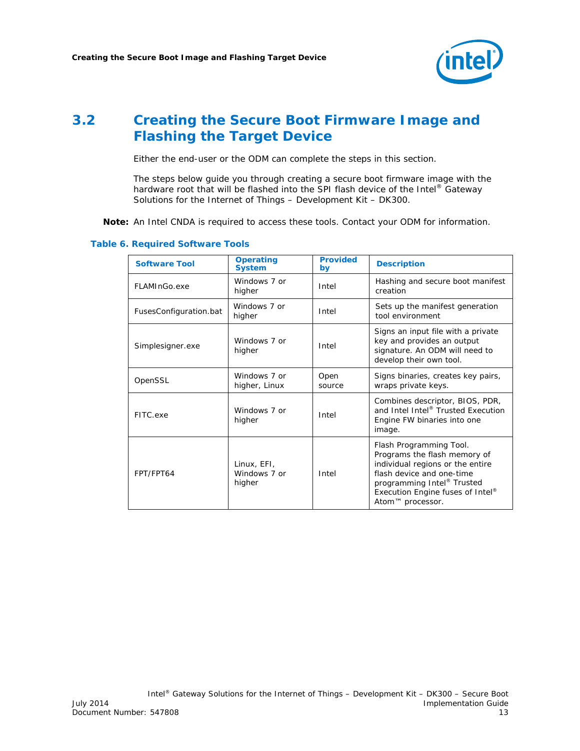## 3.2 Creating the Secure Boot Firmware Image and Flashing the Target Device

Either the end-user or the ODM can complete the steps in this section.

The steps below guide you through creating a secure boot firmware image with the hardware root that will be flashed into the SPI flash device of the Intel® Gateway Solutions for the Internet of Things – Development Kit – DK300.

**Note:** An Intel CNDA is required to access these tools. Contact your ODM for information.

**Table 6. Required Software Tools**

| Software Tool | Operating System | Provided by | Description |
|---|---|---|---|
| FLAMInGo.exe | Windows 7 or higher | Intel | Hashing and secure boot manifest creation |
| FusesConfiguration.bat | Windows 7 or higher | Intel | Sets up the manifest generation tool environment |
| Simplesigner.exe | Windows 7 or higher | Intel | Signs an input file with a private key and provides an output signature. An ODM will need to develop their own tool. |
| OpenSSL | Windows 7 or higher, Linux | Open source | Signs binaries, creates key pairs, wraps private keys. |
| FITC.exe | Windows 7 or higher | Intel | Combines descriptor, BIOS, PDR, and Intel Intel® Trusted Execution Engine FW binaries into one image. |
| FPT/FPT64 | Linux, EFI, Windows 7 or higher | Intel | Flash Programming Tool. Programs the flash memory of individual regions or the entire flash device and one-time programming Intel® Trusted Execution Engine fuses of Intel® Atom™ processor. |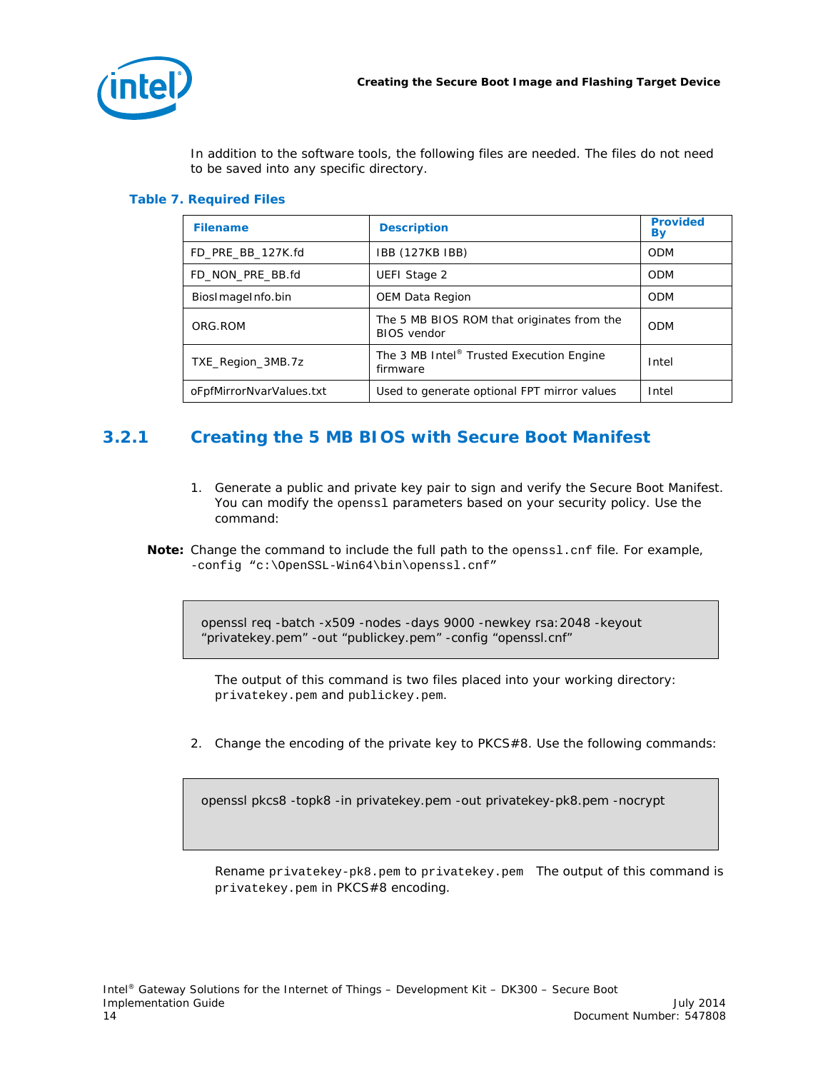In addition to the software tools, the following files are needed. The files do not need to be saved into any specific directory.

**Table 7. Required Files**

| Filename | Description | Provided By |
|---|---|---|
| FD_PRE_BB_127K.fd | IBB (127KB IBB) | ODM |
| FD_NON_PRE_BB.fd | UEFI Stage 2 | ODM |
| BiosImageInfo.bin | OEM Data Region | ODM |
| ORG.ROM | The 5 MB BIOS ROM that originates from the BIOS vendor | ODM |
| TXE_Region_3MB.7z | The 3 MB Intel® Trusted Execution Engine firmware | Intel |
| oFpfMirrorNvarValues.txt | Used to generate optional FPT mirror values | Intel |

## 3.2.1 Creating the 5 MB BIOS with Secure Boot Manifest

1. Generate a public and private key pair to sign and verify the Secure Boot Manifest. You can modify the `openssl` parameters based on your security policy. Use the command:

**Note:** Change the command to include the full path to the `openssl.cnf` file. For example, `-config "c:\OpenSSL-Win64\bin\openssl.cnf"`

```
openssl req -batch -x509 -nodes -days 9000 -newkey rsa:2048 -keyout
"privatekey.pem" -out "publickey.pem" -config "openssl.cnf"
```

The output of this command is two files placed into your working directory: `privatekey.pem` and `publickey.pem`.

2. Change the encoding of the private key to PKCS#8. Use the following commands:

```
openssl pkcs8 -topk8 -in privatekey.pem -out privatekey-pk8.pem -nocrypt
```

Rename `privatekey-pk8.pem` to `privatekey.pem` The output of this command is `privatekey.pem` in PKCS#8 encoding.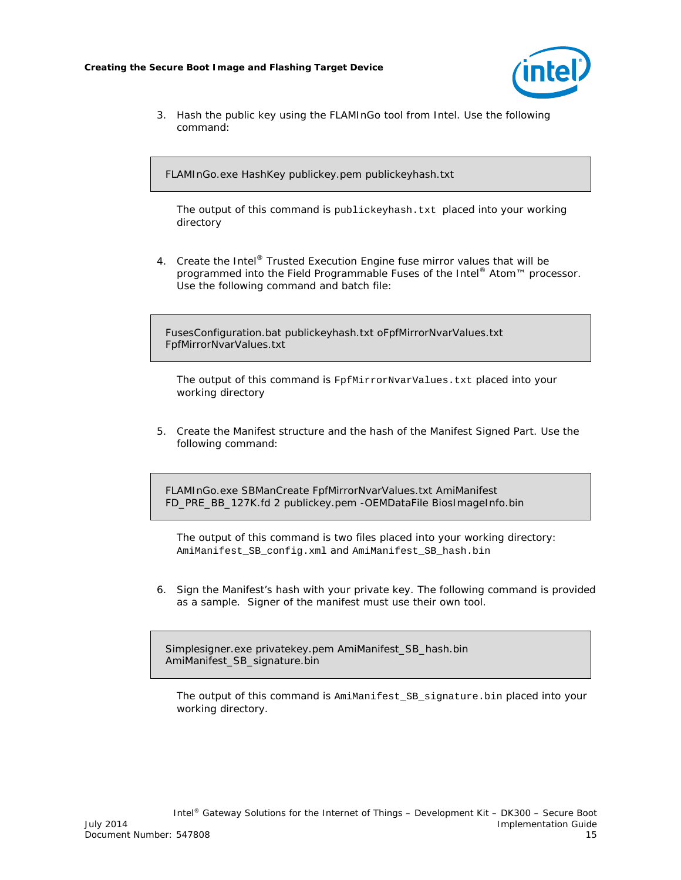3. Hash the public key using the FLAMInGo tool from Intel. Use the following command:

```
FLAMInGo.exe HashKey publickey.pem publickeyhash.txt
```

   The output of this command is `publickeyhash.txt` placed into your working directory

4. Create the Intel® Trusted Execution Engine fuse mirror values that will be programmed into the Field Programmable Fuses of the Intel® Atom™ processor. Use the following command and batch file:

```
FusesConfiguration.bat publickeyhash.txt oFpfMirrorNvarValues.txt
FpfMirrorNvarValues.txt
```

   The output of this command is `FpfMirrorNvarValues.txt` placed into your working directory

5. Create the Manifest structure and the hash of the Manifest Signed Part. Use the following command:

```
FLAMInGo.exe SBManCreate FpfMirrorNvarValues.txt AmiManifest
FD_PRE_BB_127K.fd 2 publickey.pem -OEMDataFile BiosImageInfo.bin
```

   The output of this command is two files placed into your working directory: `AmiManifest_SB_config.xml` and `AmiManifest_SB_hash.bin`

6. Sign the Manifest's hash with your private key. The following command is provided as a sample. Signer of the manifest must use their own tool.

```
Simplesigner.exe privatekey.pem AmiManifest_SB_hash.bin
AmiManifest_SB_signature.bin
```

   The output of this command is `AmiManifest_SB_signature.bin` placed into your working directory.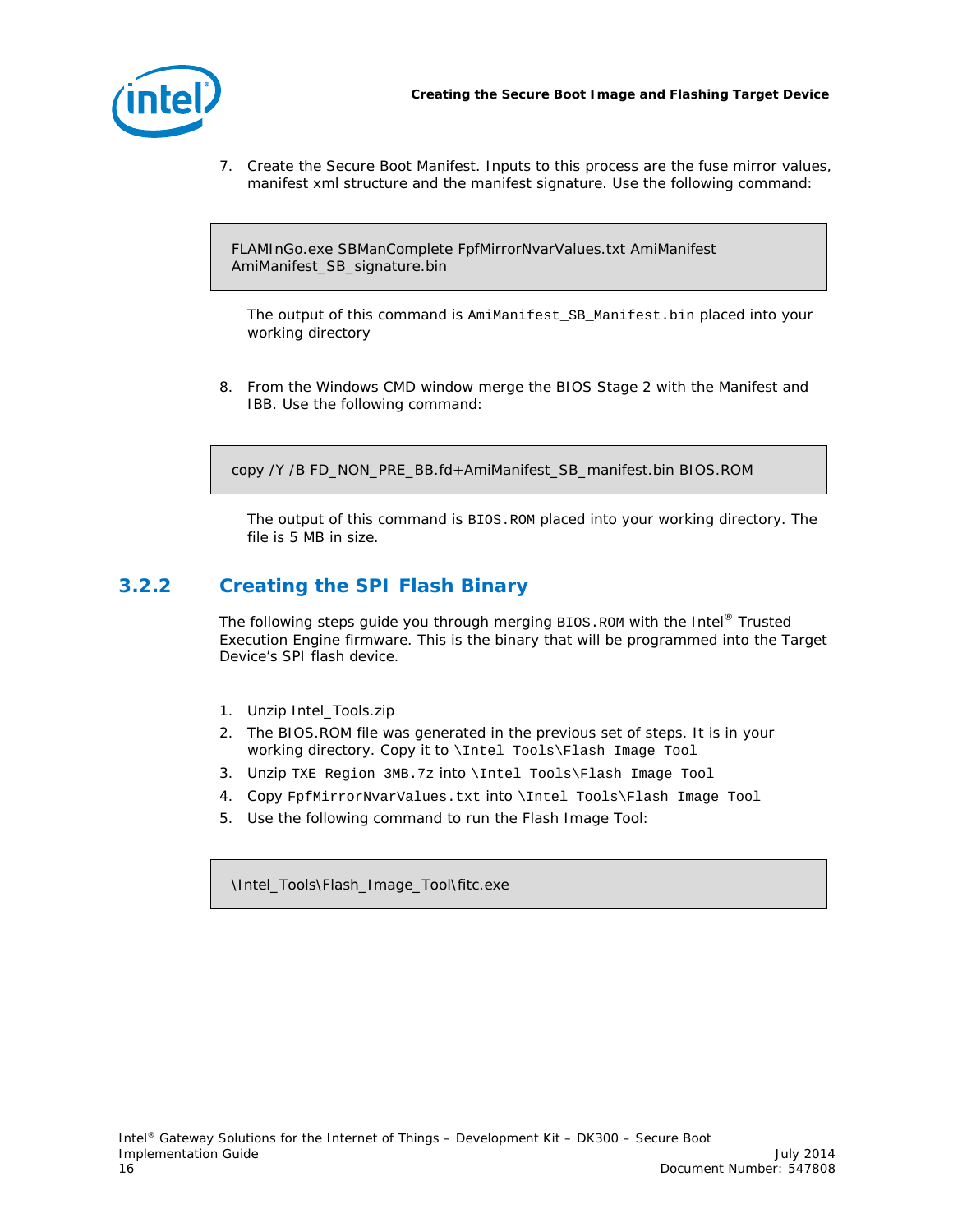7. Create the Secure Boot Manifest. Inputs to this process are the fuse mirror values, manifest xml structure and the manifest signature. Use the following command:

```
FLAMInGo.exe SBManComplete FpfMirrorNvarValues.txt AmiManifest
AmiManifest_SB_signature.bin
```

   The output of this command is `AmiManifest_SB_Manifest.bin` placed into your working directory

8. From the Windows CMD window merge the BIOS Stage 2 with the Manifest and IBB. Use the following command:

```
copy /Y /B FD_NON_PRE_BB.fd+AmiManifest_SB_manifest.bin BIOS.ROM
```

   The output of this command is `BIOS.ROM` placed into your working directory. The file is 5 MB in size.

### 3.2.2 Creating the SPI Flash Binary

The following steps guide you through merging `BIOS.ROM` with the Intel® Trusted Execution Engine firmware. This is the binary that will be programmed into the Target Device's SPI flash device.

1. Unzip Intel_Tools.zip
2. The BIOS.ROM file was generated in the previous set of steps. It is in your working directory. Copy it to `\Intel_Tools\Flash_Image_Tool`
3. Unzip `TXE_Region_3MB.7z` into `\Intel_Tools\Flash_Image_Tool`
4. Copy `FpfMirrorNvarValues.txt` into `\Intel_Tools\Flash_Image_Tool`
5. Use the following command to run the Flash Image Tool:

```
\Intel_Tools\Flash_Image_Tool\fitc.exe
```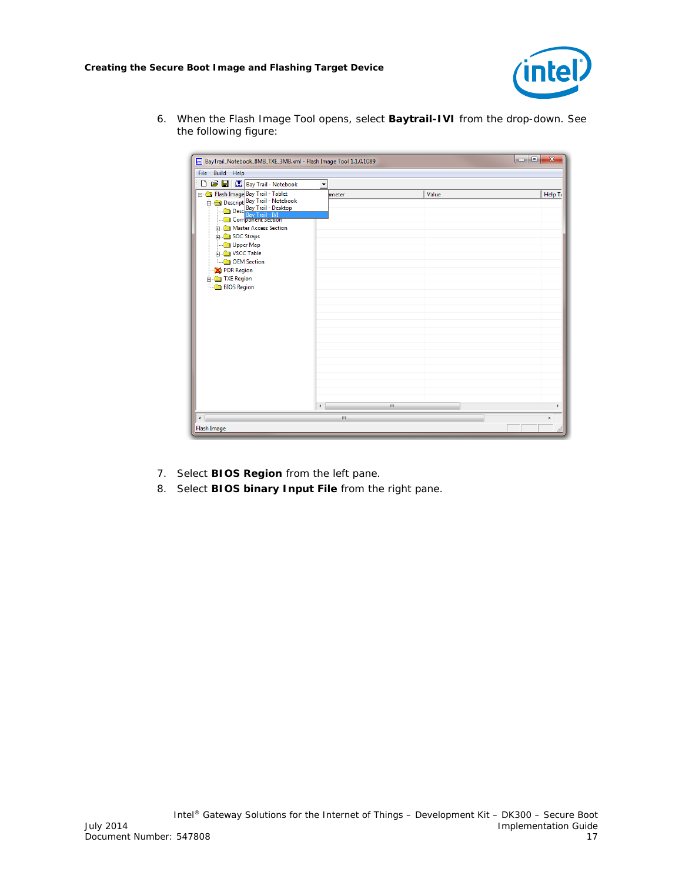6. When the Flash Image Tool opens, select **Baytrail-IVI** from the drop-down. See the following figure:

7. Select **BIOS Region** from the left pane.
8. Select **BIOS binary Input File** from the right pane.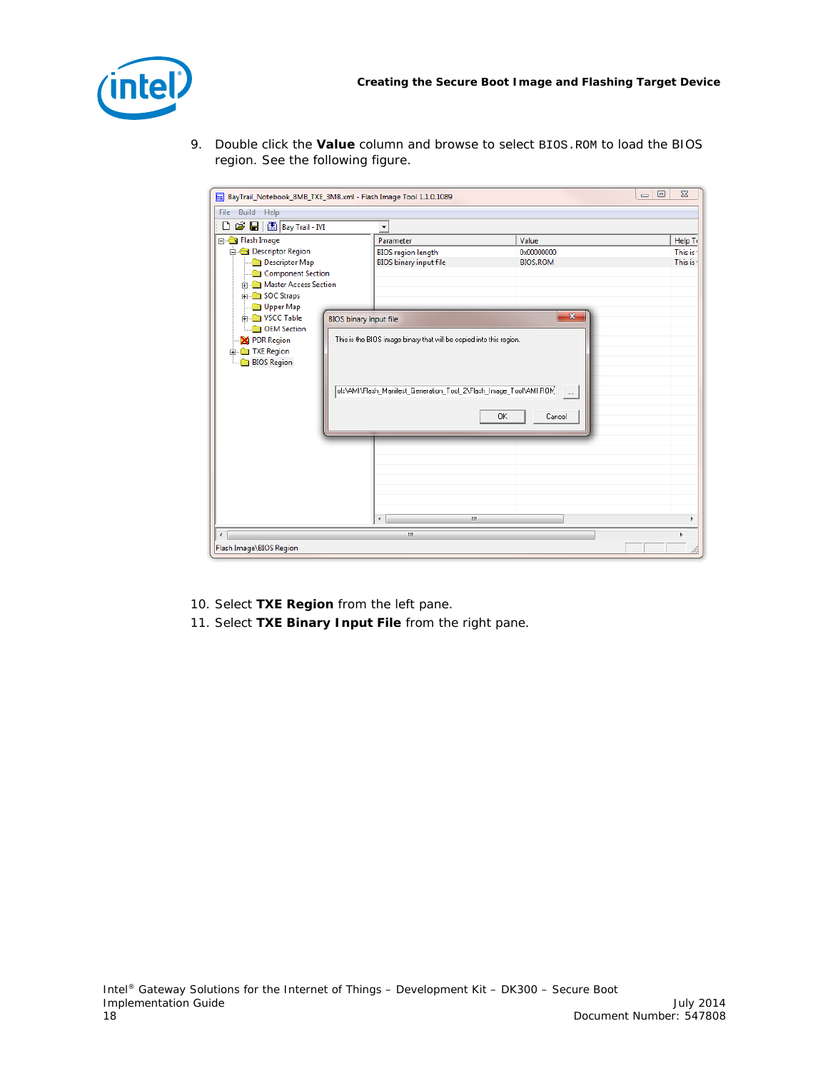9. Double click the **Value** column and browse to select `BIOS.ROM` to load the BIOS region. See the following figure.

10. Select **TXE Region** from the left pane.
11. Select **TXE Binary Input File** from the right pane.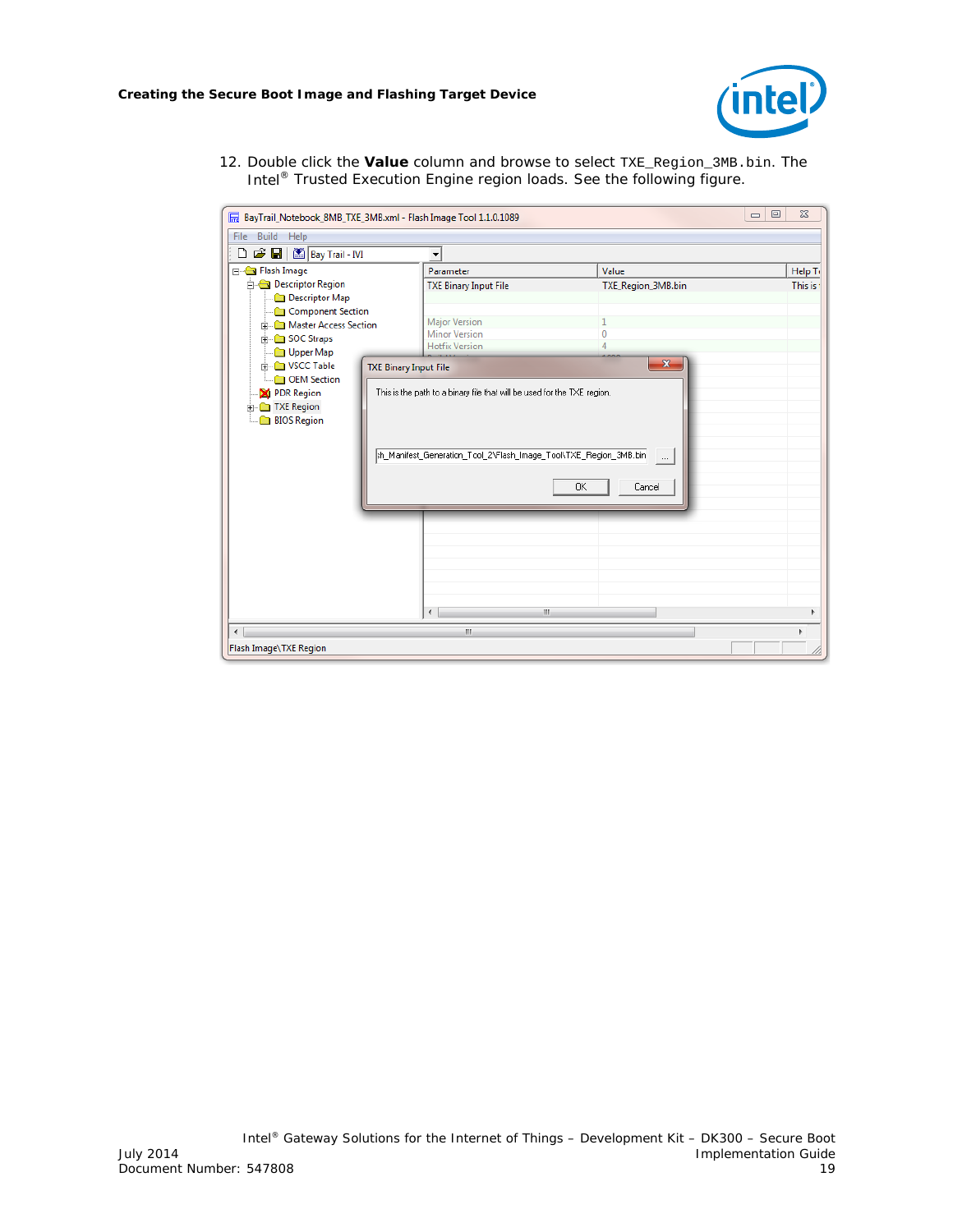12. Double click the **Value** column and browse to select `TXE_Region_3MB.bin`. The Intel® Trusted Execution Engine region loads. See the following figure.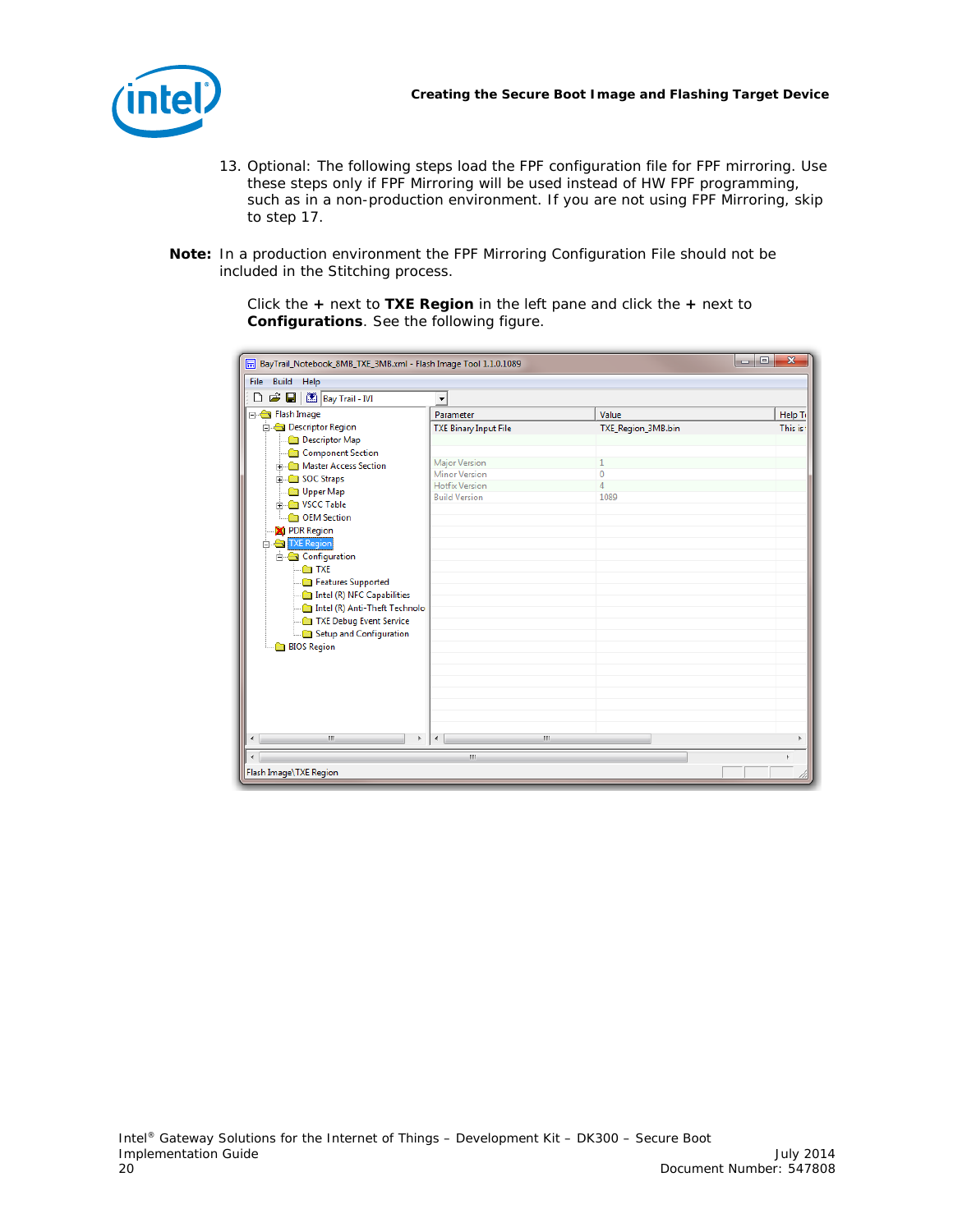13. Optional: The following steps load the FPF configuration file for FPF mirroring. Use these steps only if FPF Mirroring will be used instead of HW FPF programming, such as in a non-production environment. If you are not using FPF Mirroring, skip to step 17.

**Note:** In a production environment the FPF Mirroring Configuration File should not be included in the Stitching process.

Click the **+** next to **TXE Region** in the left pane and click the **+** next to **Configurations**. See the following figure.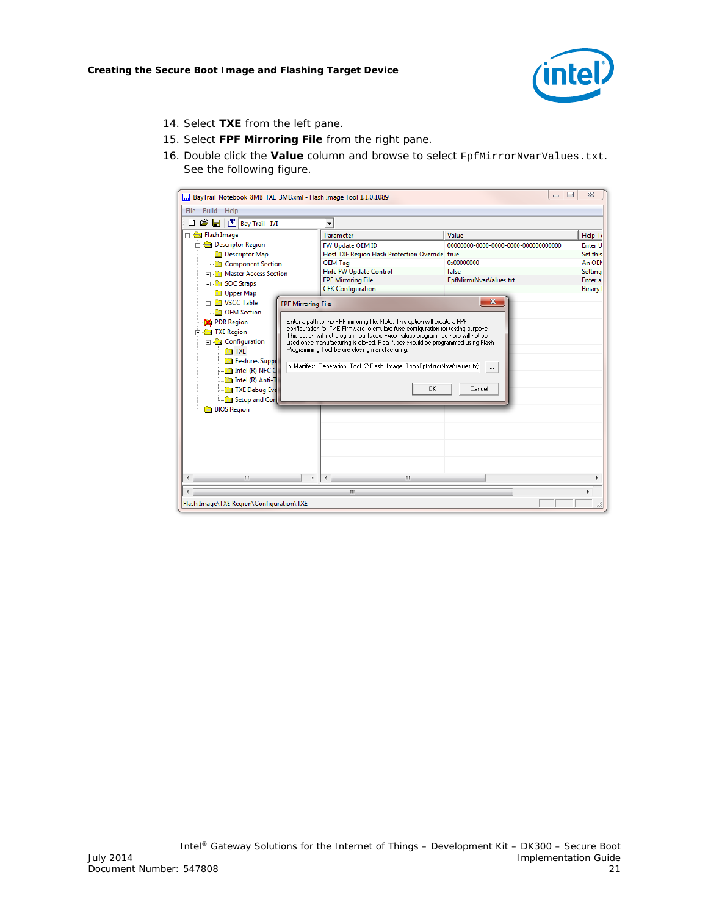14. Select **TXE** from the left pane.
15. Select **FPF Mirroring File** from the right pane.
16. Double click the **Value** column and browse to select `FpfMirrorNvarValues.txt`. See the following figure.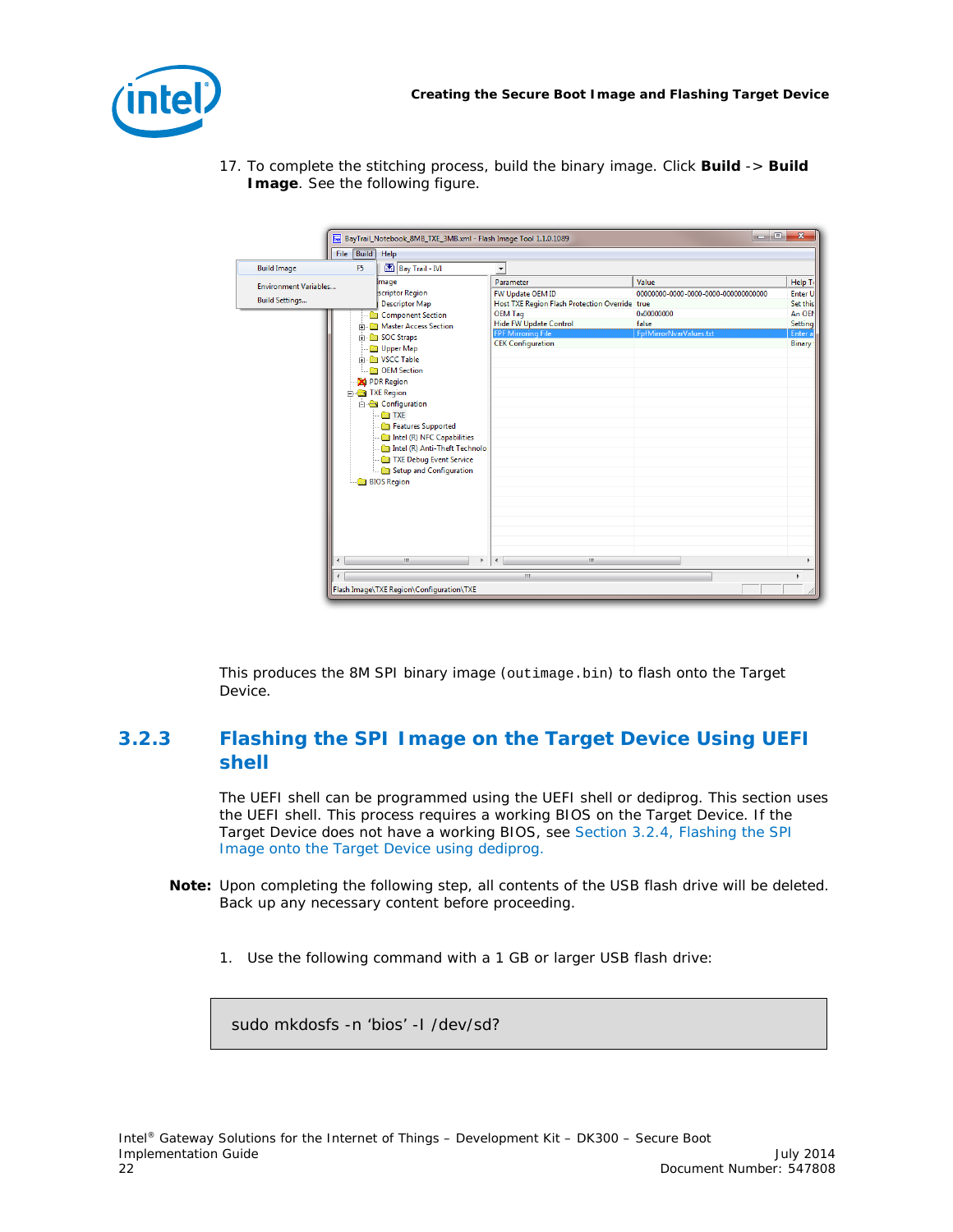17. To complete the stitching process, build the binary image. Click **Build** -> **Build Image**. See the following figure.

This produces the 8M SPI binary image (`outimage.bin`) to flash onto the Target Device.

### 3.2.3 Flashing the SPI Image on the Target Device Using UEFI shell

The UEFI shell can be programmed using the UEFI shell or dediprog. This section uses the UEFI shell. This process requires a working BIOS on the Target Device. If the Target Device does not have a working BIOS, see Section 3.2.4, Flashing the SPI Image onto the Target Device using dediprog.

**Note:** Upon completing the following step, all contents of the USB flash drive will be deleted. Back up any necessary content before proceeding.

1. Use the following command with a 1 GB or larger USB flash drive:

```
sudo mkdosfs -n 'bios' -I /dev/sd?
```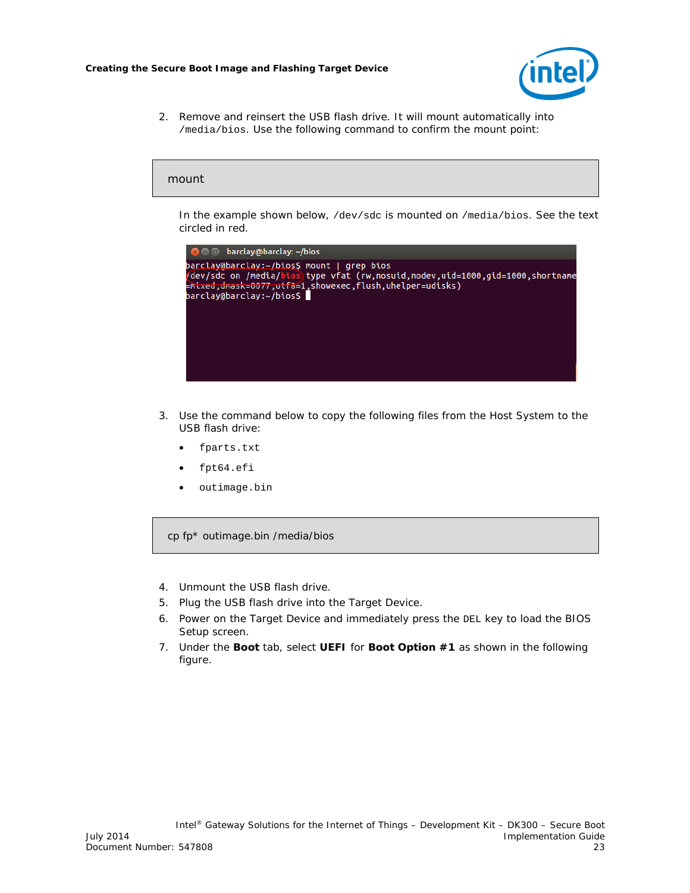2. Remove and reinsert the USB flash drive. It will mount automatically into `/media/bios`. Use the following command to confirm the mount point:

```
mount
```

In the example shown below, `/dev/sdc` is mounted on `/media/bios`. See the text circled in red.

```
barclay@barclay:~/bios$ mount | grep bios
/dev/sdc on /media/bios type vfat (rw,nosuid,nodev,uid=1000,gid=1000,shortname=mixed,dmask=0077,utf8=1,showexec,flush,uhelper=udisks)
barclay@barclay:~/bios$
```

3. Use the command below to copy the following files from the Host System to the USB flash drive:

- `fparts.txt`
- `fpt64.efi`
- `outimage.bin`

```
cp fp* outimage.bin /media/bios
```

4. Unmount the USB flash drive.
5. Plug the USB flash drive into the Target Device.
6. Power on the Target Device and immediately press the `DEL` key to load the BIOS Setup screen.
7. Under the **Boot** tab, select **UEFI** for **Boot Option #1** as shown in the following figure.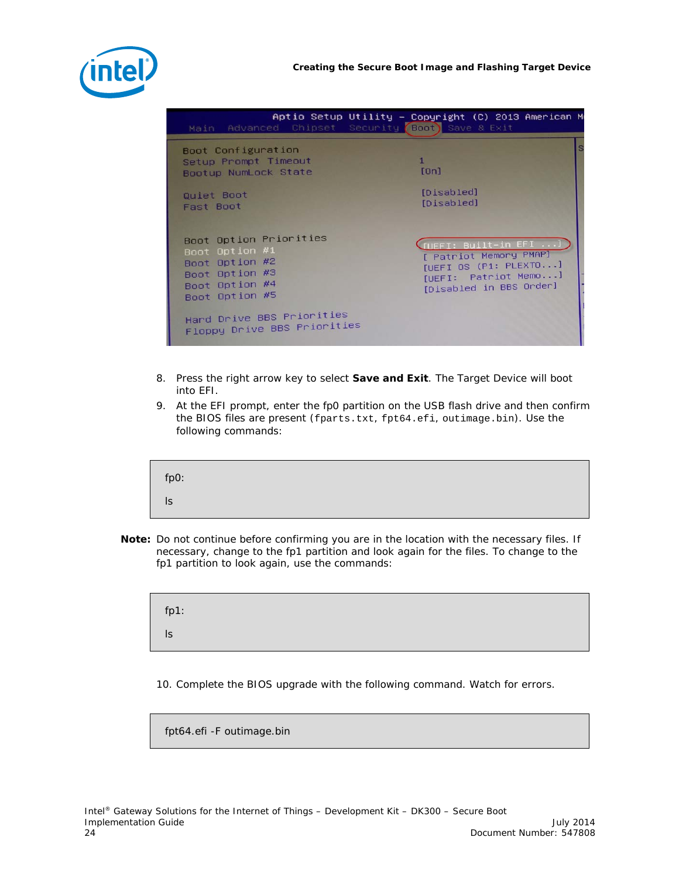8. Press the right arrow key to select **Save and Exit**. The Target Device will boot into EFI.
9. At the EFI prompt, enter the fp0 partition on the USB flash drive and then confirm the BIOS files are present (`fparts.txt`, `fpt64.efi`, `outimage.bin`). Use the following commands:

```
fp0:
ls
```

**Note:** Do not continue before confirming you are in the location with the necessary files. If necessary, change to the fp1 partition and look again for the files. To change to the fp1 partition to look again, use the commands:

```
fp1:
ls
```

10. Complete the BIOS upgrade with the following command. Watch for errors.

```
fpt64.efi -F outimage.bin
```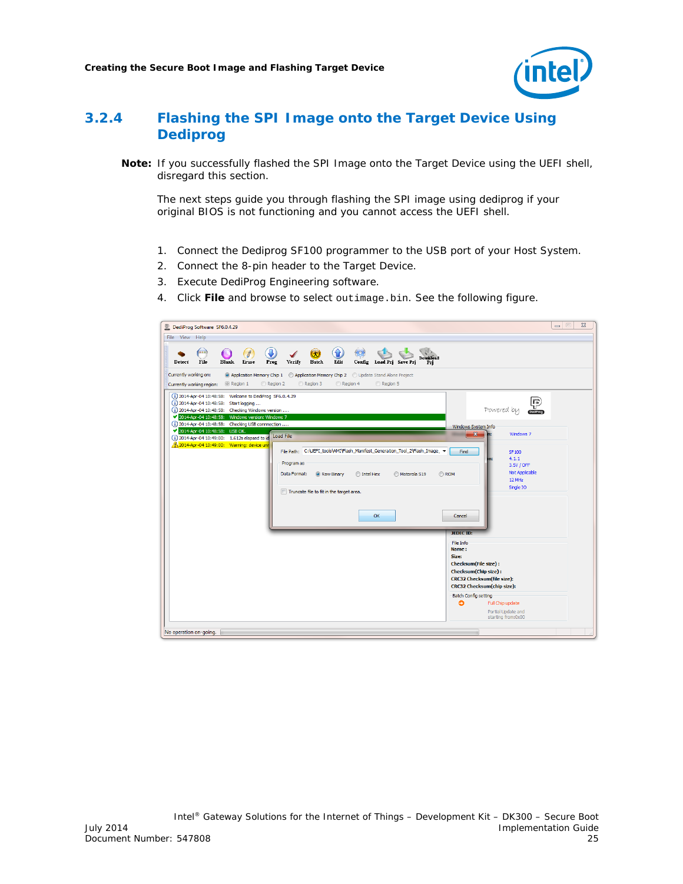### 3.2.4 Flashing the SPI Image onto the Target Device Using Dediprog

**Note:** If you successfully flashed the SPI Image onto the Target Device using the UEFI shell, disregard this section.

The next steps guide you through flashing the SPI image using dediprog if your original BIOS is not functioning and you cannot access the UEFI shell.

1. Connect the Dediprog SF100 programmer to the USB port of your Host System.
2. Connect the 8-pin header to the Target Device.
3. Execute DediProg Engineering software.
4. Click **File** and browse to select `outimage.bin`. See the following figure.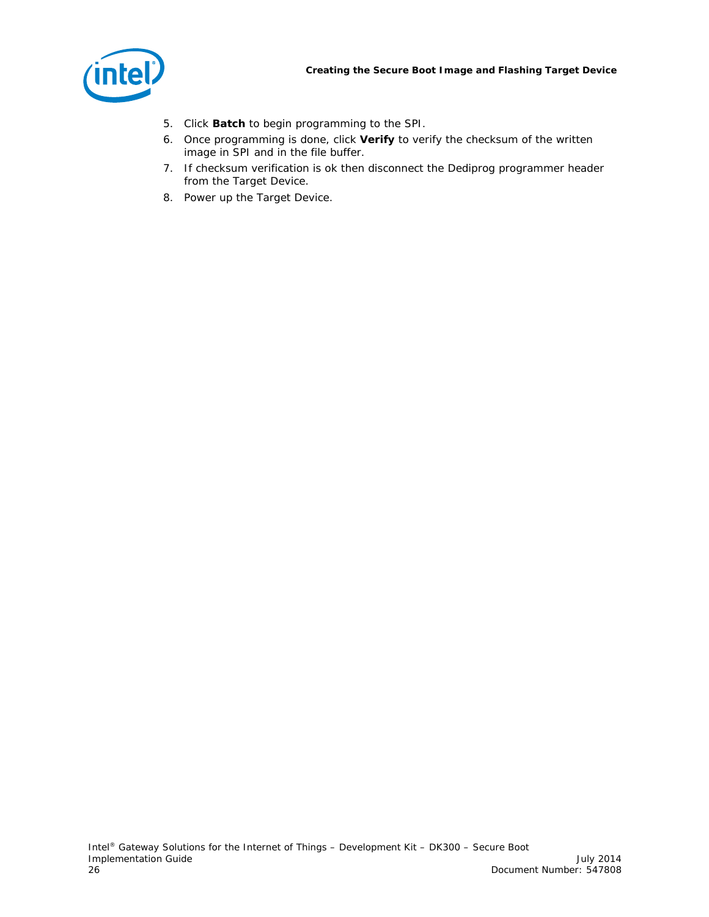5. Click **Batch** to begin programming to the SPI.
6. Once programming is done, click **Verify** to verify the checksum of the written image in SPI and in the file buffer.
7. If checksum verification is ok then disconnect the Dediprog programmer header from the Target Device.
8. Power up the Target Device.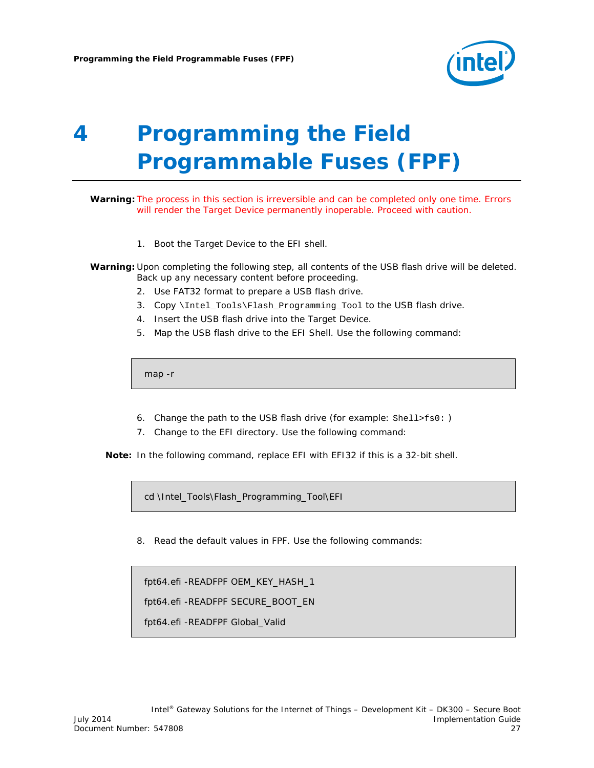# 4 Programming the Field Programmable Fuses (FPF)

**Warning:** The process in this section is irreversible and can be completed only one time. Errors will render the Target Device permanently inoperable. Proceed with caution.

1. Boot the Target Device to the EFI shell.

**Warning:** Upon completing the following step, all contents of the USB flash drive will be deleted. Back up any necessary content before proceeding.

2. Use FAT32 format to prepare a USB flash drive.
3. Copy `\Intel_Tools\Flash_Programming_Tool` to the USB flash drive.
4. Insert the USB flash drive into the Target Device.
5. Map the USB flash drive to the EFI Shell. Use the following command:

```
map -r
```

6. Change the path to the USB flash drive (for example: `Shell>fs0:` )
7. Change to the EFI directory. Use the following command:

**Note:** In the following command, replace EFI with EFI32 if this is a 32-bit shell.

```
cd \Intel_Tools\Flash_Programming_Tool\EFI
```

8. Read the default values in FPF. Use the following commands:

```
fpt64.efi -READFPF OEM_KEY_HASH_1
fpt64.efi -READFPF SECURE_BOOT_EN
fpt64.efi -READFPF Global_Valid
```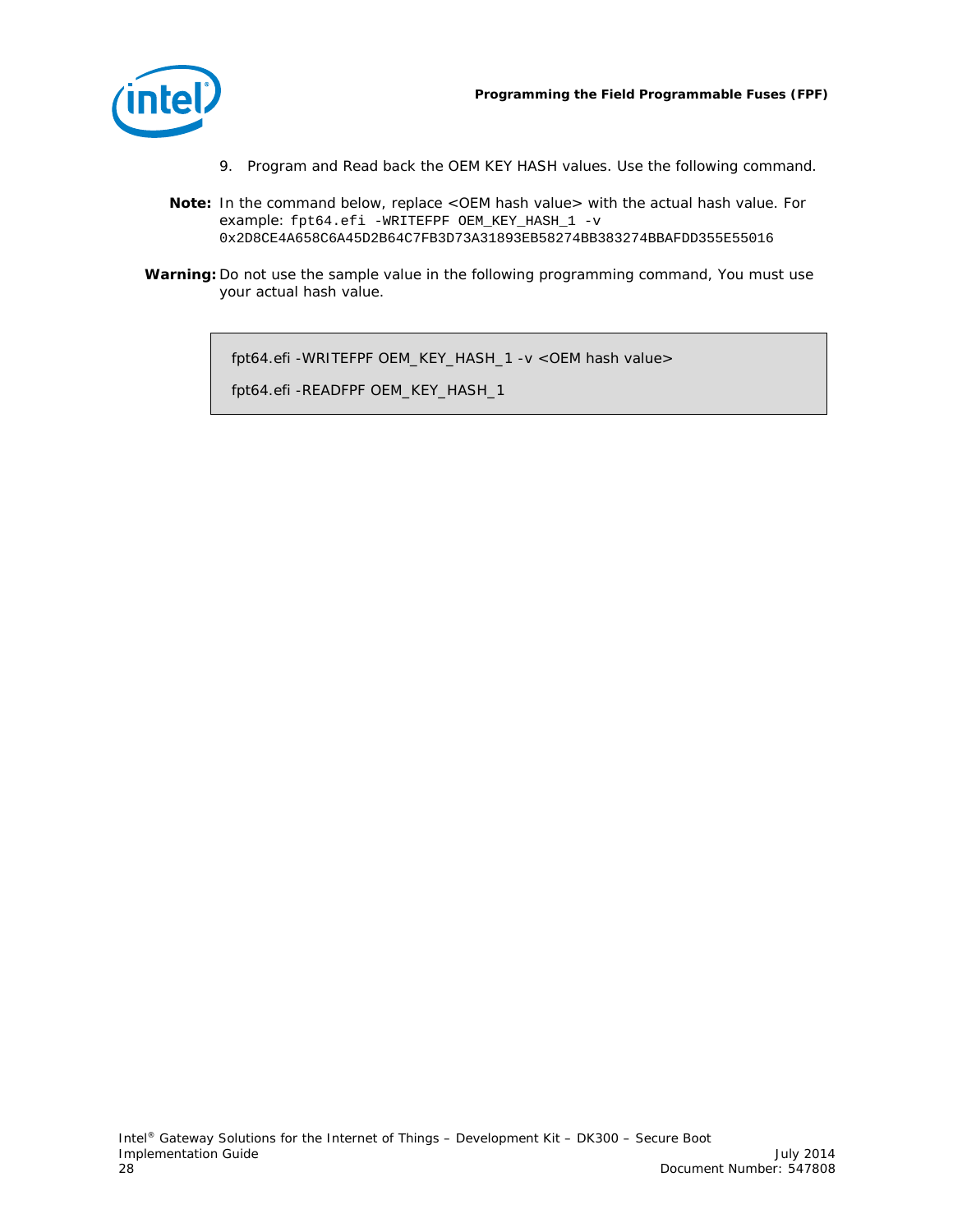9. Program and Read back the OEM KEY HASH values. Use the following command.

**Note:** In the command below, replace <OEM hash value> with the actual hash value. For example: `fpt64.efi -WRITEFPF OEM_KEY_HASH_1 -v 0x2D8CE4A658C6A45D2B64C7FB3D73A31893EB58274BB383274BBAFDD355E55016`

**Warning:** Do not use the sample value in the following programming command, You must use your actual hash value.

```
fpt64.efi -WRITEFPF OEM_KEY_HASH_1 -v <OEM hash value>

fpt64.efi -READFPF OEM_KEY_HASH_1
```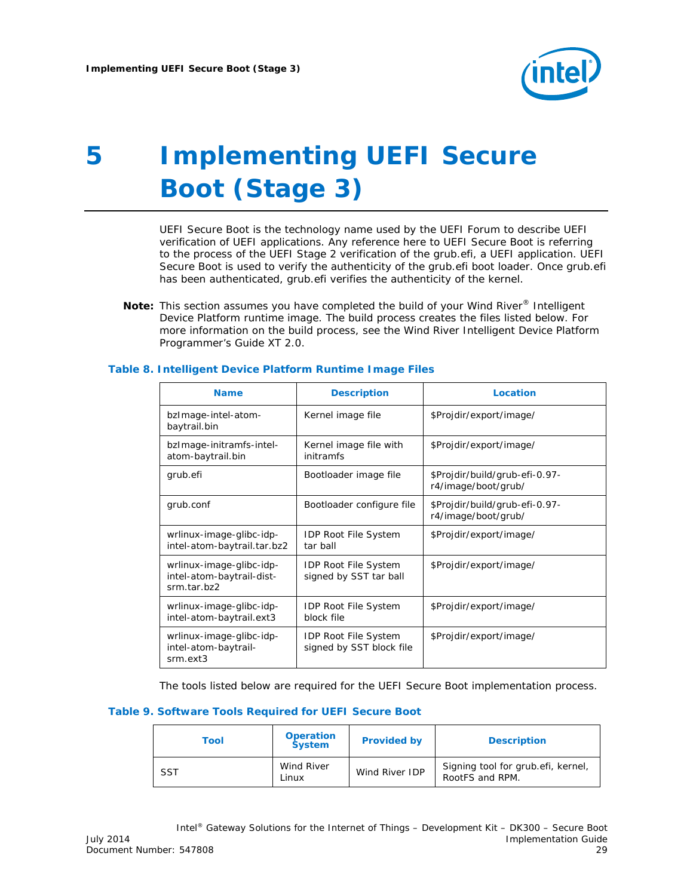# 5 Implementing UEFI Secure Boot (Stage 3)

UEFI Secure Boot is the technology name used by the UEFI Forum to describe UEFI verification of UEFI applications. Any reference here to UEFI Secure Boot is referring to the process of the UEFI Stage 2 verification of the grub.efi, a UEFI application. UEFI Secure Boot is used to verify the authenticity of the grub.efi boot loader. Once grub.efi has been authenticated, grub.efi verifies the authenticity of the kernel.

**Note:** This section assumes you have completed the build of your Wind River® Intelligent Device Platform runtime image. The build process creates the files listed below. For more information on the build process, see the Wind River Intelligent Device Platform Programmer's Guide XT 2.0.

**Table 8. Intelligent Device Platform Runtime Image Files**

| Name | Description | Location |
|---|---|---|
| bzImage-intel-atom-baytrail.bin | Kernel image file | $Projdir/export/image/ |
| bzImage-initramfs-intel-atom-baytrail.bin | Kernel image file with initramfs | $Projdir/export/image/ |
| grub.efi | Bootloader image file | $Projdir/build/grub-efi-0.97-r4/image/boot/grub/ |
| grub.conf | Bootloader configure file | $Projdir/build/grub-efi-0.97-r4/image/boot/grub/ |
| wrlinux-image-glibc-idp-intel-atom-baytrail.tar.bz2 | IDP Root File System tar ball | $Projdir/export/image/ |
| wrlinux-image-glibc-idp-intel-atom-baytrail-dist-srm.tar.bz2 | IDP Root File System signed by SST tar ball | $Projdir/export/image/ |
| wrlinux-image-glibc-idp-intel-atom-baytrail.ext3 | IDP Root File System block file | $Projdir/export/image/ |
| wrlinux-image-glibc-idp-intel-atom-baytrail-srm.ext3 | IDP Root File System signed by SST block file | $Projdir/export/image/ |

The tools listed below are required for the UEFI Secure Boot implementation process.

**Table 9. Software Tools Required for UEFI Secure Boot**

| Tool | Operation System | Provided by | Description |
|---|---|---|---|
| SST | Wind River Linux | Wind River IDP | Signing tool for grub.efi, kernel, RootFS and RPM. |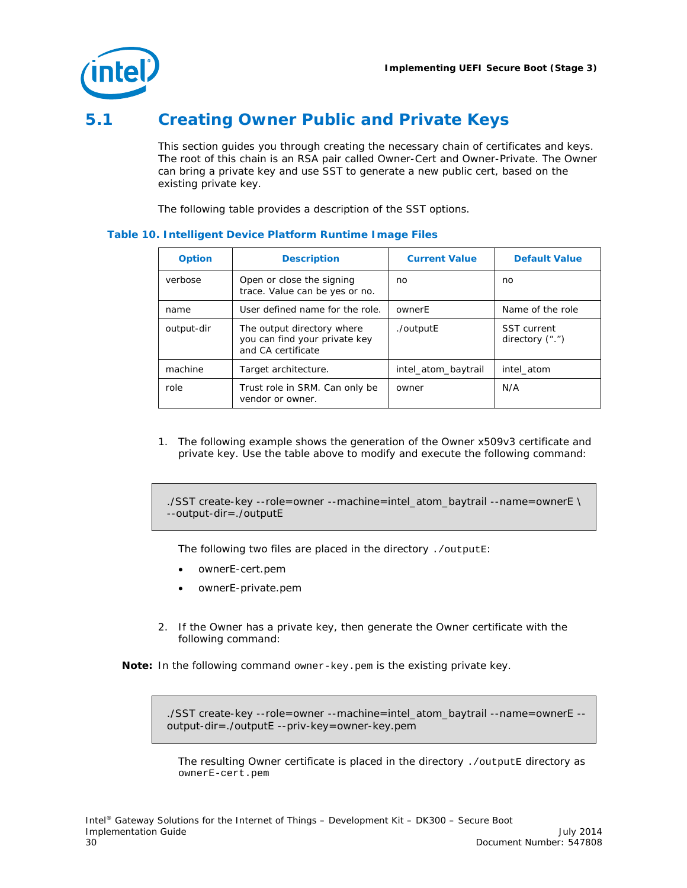## 5.1 Creating Owner Public and Private Keys

This section guides you through creating the necessary chain of certificates and keys. The root of this chain is an RSA pair called Owner-Cert and Owner-Private. The Owner can bring a private key and use SST to generate a new public cert, based on the existing private key.

The following table provides a description of the SST options.

**Table 10. Intelligent Device Platform Runtime Image Files**

| Option | Description | Current Value | Default Value |
|---|---|---|---|
| verbose | Open or close the signing trace. Value can be yes or no. | no | no |
| name | User defined name for the role. | ownerE | Name of the role |
| output-dir | The output directory where you can find your private key and CA certificate | ./outputE | SST current directory (".") |
| machine | Target architecture. | intel_atom_baytrail | intel_atom |
| role | Trust role in SRM. Can only be vendor or owner. | owner | N/A |

1. The following example shows the generation of the Owner x509v3 certificate and private key. Use the table above to modify and execute the following command:

```
./SST create-key --role=owner --machine=intel_atom_baytrail --name=ownerE \
--output-dir=./outputE
```

   The following two files are placed in the directory `./outputE`:

   - ownerE-cert.pem
   - ownerE-private.pem

2. If the Owner has a private key, then generate the Owner certificate with the following command:

**Note:** In the following command `owner-key.pem` is the existing private key.

```
./SST create-key --role=owner --machine=intel_atom_baytrail --name=ownerE --
output-dir=./outputE --priv-key=owner-key.pem
```

   The resulting Owner certificate is placed in the directory `./outputE` directory as `ownerE-cert.pem`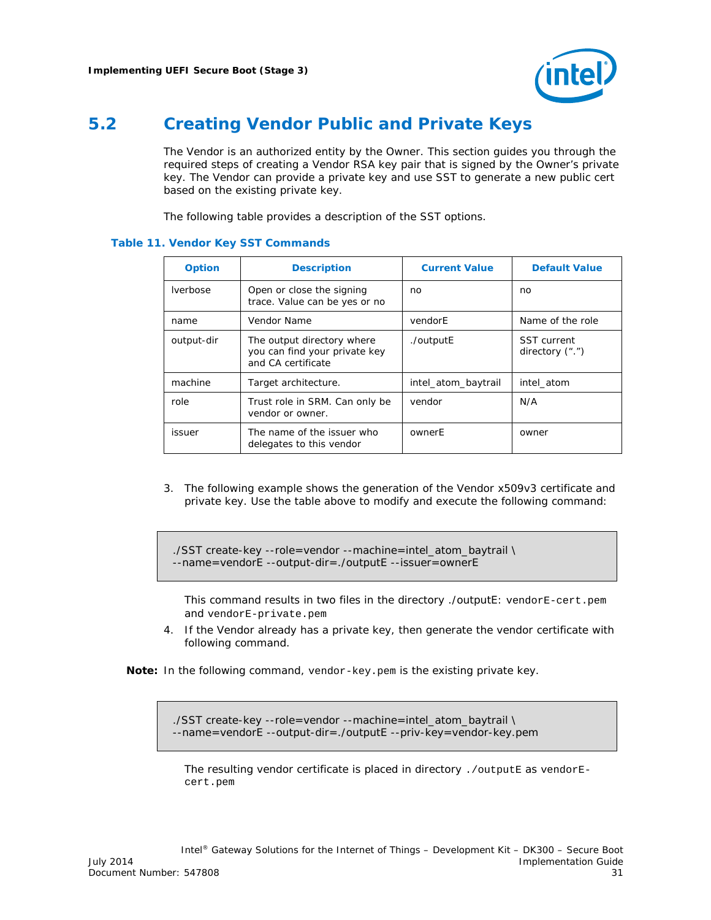## 5.2 Creating Vendor Public and Private Keys

The Vendor is an authorized entity by the Owner. This section guides you through the required steps of creating a Vendor RSA key pair that is signed by the Owner's private key. The Vendor can provide a private key and use SST to generate a new public cert based on the existing private key.

The following table provides a description of the SST options.

**Table 11. Vendor Key SST Commands**

| Option | Description | Current Value | Default Value |
|---|---|---|---|
| lverbose | Open or close the signing trace. Value can be yes or no | no | no |
| name | Vendor Name | vendorE | Name of the role |
| output-dir | The output directory where you can find your private key and CA certificate | ./outputE | SST current directory (".") |
| machine | Target architecture. | intel_atom_baytrail | intel_atom |
| role | Trust role in SRM. Can only be vendor or owner. | vendor | N/A |
| issuer | The name of the issuer who delegates to this vendor | ownerE | owner |

3. The following example shows the generation of the Vendor x509v3 certificate and private key. Use the table above to modify and execute the following command:

```
./SST create-key --role=vendor --machine=intel_atom_baytrail \
--name=vendorE --output-dir=./outputE --issuer=ownerE
```

   This command results in two files in the directory ./outputE: `vendorE-cert.pem` and `vendorE-private.pem`

4. If the Vendor already has a private key, then generate the vendor certificate with following command.

**Note:** In the following command, `vendor-key.pem` is the existing private key.

```
./SST create-key --role=vendor --machine=intel_atom_baytrail \
--name=vendorE --output-dir=./outputE --priv-key=vendor-key.pem
```

   The resulting vendor certificate is placed in directory `./outputE` as `vendorE-cert.pem`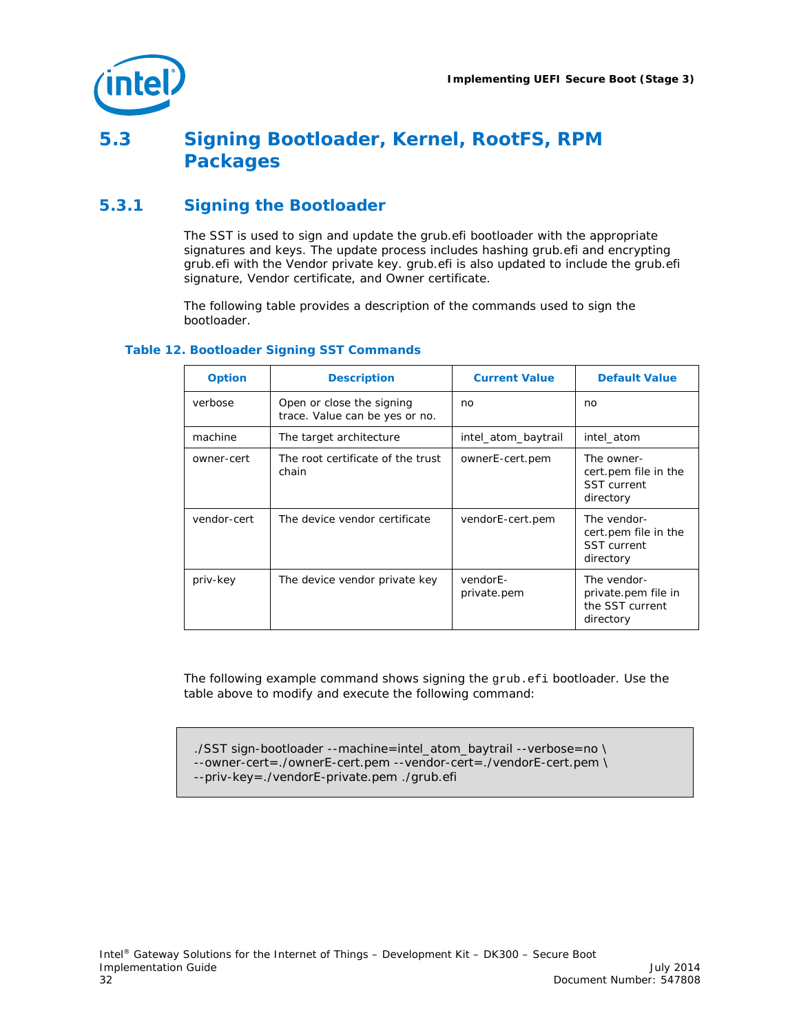## 5.3 Signing Bootloader, Kernel, RootFS, RPM Packages

### 5.3.1 Signing the Bootloader

The SST is used to sign and update the grub.efi bootloader with the appropriate signatures and keys. The update process includes hashing grub.efi and encrypting grub.efi with the Vendor private key. grub.efi is also updated to include the grub.efi signature, Vendor certificate, and Owner certificate.

The following table provides a description of the commands used to sign the bootloader.

**Table 12. Bootloader Signing SST Commands**

| Option | Description | Current Value | Default Value |
|---|---|---|---|
| verbose | Open or close the signing trace. Value can be yes or no. | no | no |
| machine | The target architecture | intel_atom_baytrail | intel_atom |
| owner-cert | The root certificate of the trust chain | ownerE-cert.pem | The owner-cert.pem file in the SST current directory |
| vendor-cert | The device vendor certificate | vendorE-cert.pem | The vendor-cert.pem file in the SST current directory |
| priv-key | The device vendor private key | vendorE-private.pem | The vendor-private.pem file in the SST current directory |

The following example command shows signing the `grub.efi` bootloader. Use the table above to modify and execute the following command:

```
./SST sign-bootloader --machine=intel_atom_baytrail --verbose=no \
--owner-cert=./ownerE-cert.pem --vendor-cert=./vendorE-cert.pem \
--priv-key=./vendorE-private.pem ./grub.efi
```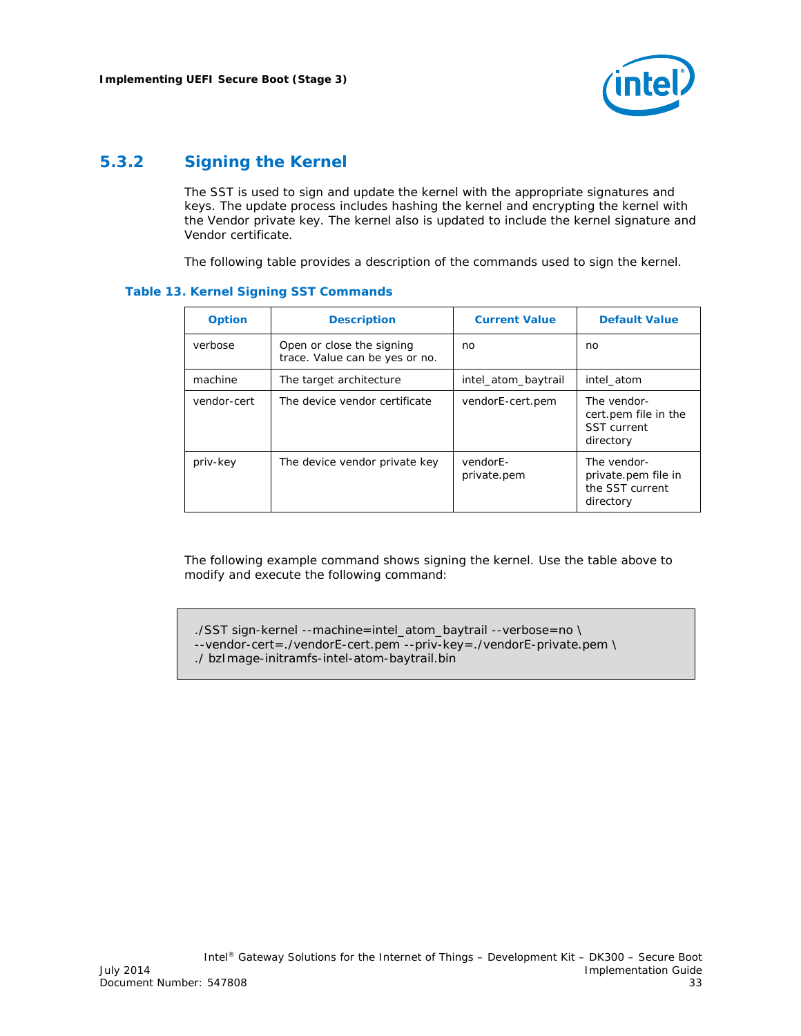### 5.3.2 Signing the Kernel

The SST is used to sign and update the kernel with the appropriate signatures and keys. The update process includes hashing the kernel and encrypting the kernel with the Vendor private key. The kernel also is updated to include the kernel signature and Vendor certificate.

The following table provides a description of the commands used to sign the kernel.

**Table 13. Kernel Signing SST Commands**

| Option | Description | Current Value | Default Value |
|---|---|---|---|
| verbose | Open or close the signing trace. Value can be yes or no. | no | no |
| machine | The target architecture | intel_atom_baytrail | intel_atom |
| vendor-cert | The device vendor certificate | vendorE-cert.pem | The vendor-cert.pem file in the SST current directory |
| priv-key | The device vendor private key | vendorE-private.pem | The vendor-private.pem file in the SST current directory |

The following example command shows signing the kernel. Use the table above to modify and execute the following command:

```
./SST sign-kernel --machine=intel_atom_baytrail --verbose=no \
--vendor-cert=./vendorE-cert.pem --priv-key=./vendorE-private.pem \
./ bzImage-initramfs-intel-atom-baytrail.bin
```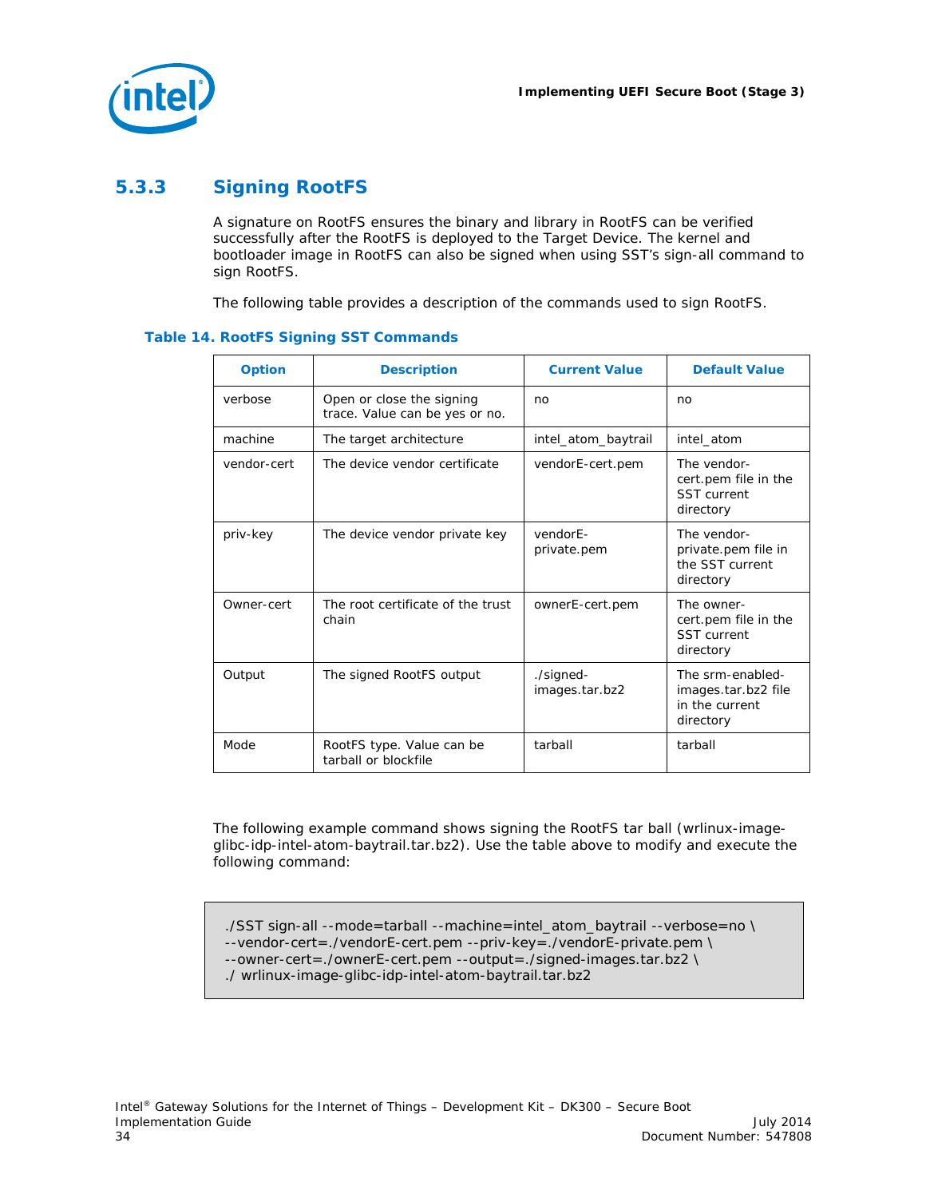## 5.3.3 Signing RootFS

A signature on RootFS ensures the binary and library in RootFS can be verified successfully after the RootFS is deployed to the Target Device. The kernel and bootloader image in RootFS can also be signed when using SST's sign-all command to sign RootFS.

The following table provides a description of the commands used to sign RootFS.

**Table 14. RootFS Signing SST Commands**

| Option | Description | Current Value | Default Value |
|---|---|---|---|
| verbose | Open or close the signing trace. Value can be yes or no. | no | no |
| machine | The target architecture | intel_atom_baytrail | intel_atom |
| vendor-cert | The device vendor certificate | vendorE-cert.pem | The vendor-cert.pem file in the SST current directory |
| priv-key | The device vendor private key | vendorE-private.pem | The vendor-private.pem file in the SST current directory |
| Owner-cert | The root certificate of the trust chain | ownerE-cert.pem | The owner-cert.pem file in the SST current directory |
| Output | The signed RootFS output | ./signed-images.tar.bz2 | The srm-enabled-images.tar.bz2 file in the current directory |
| Mode | RootFS type. Value can be tarball or blockfile | tarball | tarball |

The following example command shows signing the RootFS tar ball (wrlinux-image-glibc-idp-intel-atom-baytrail.tar.bz2). Use the table above to modify and execute the following command:

```
./SST sign-all --mode=tarball --machine=intel_atom_baytrail --verbose=no \
--vendor-cert=./vendorE-cert.pem --priv-key=./vendorE-private.pem \
--owner-cert=./ownerE-cert.pem --output=./signed-images.tar.bz2 \
./ wrlinux-image-glibc-idp-intel-atom-baytrail.tar.bz2
```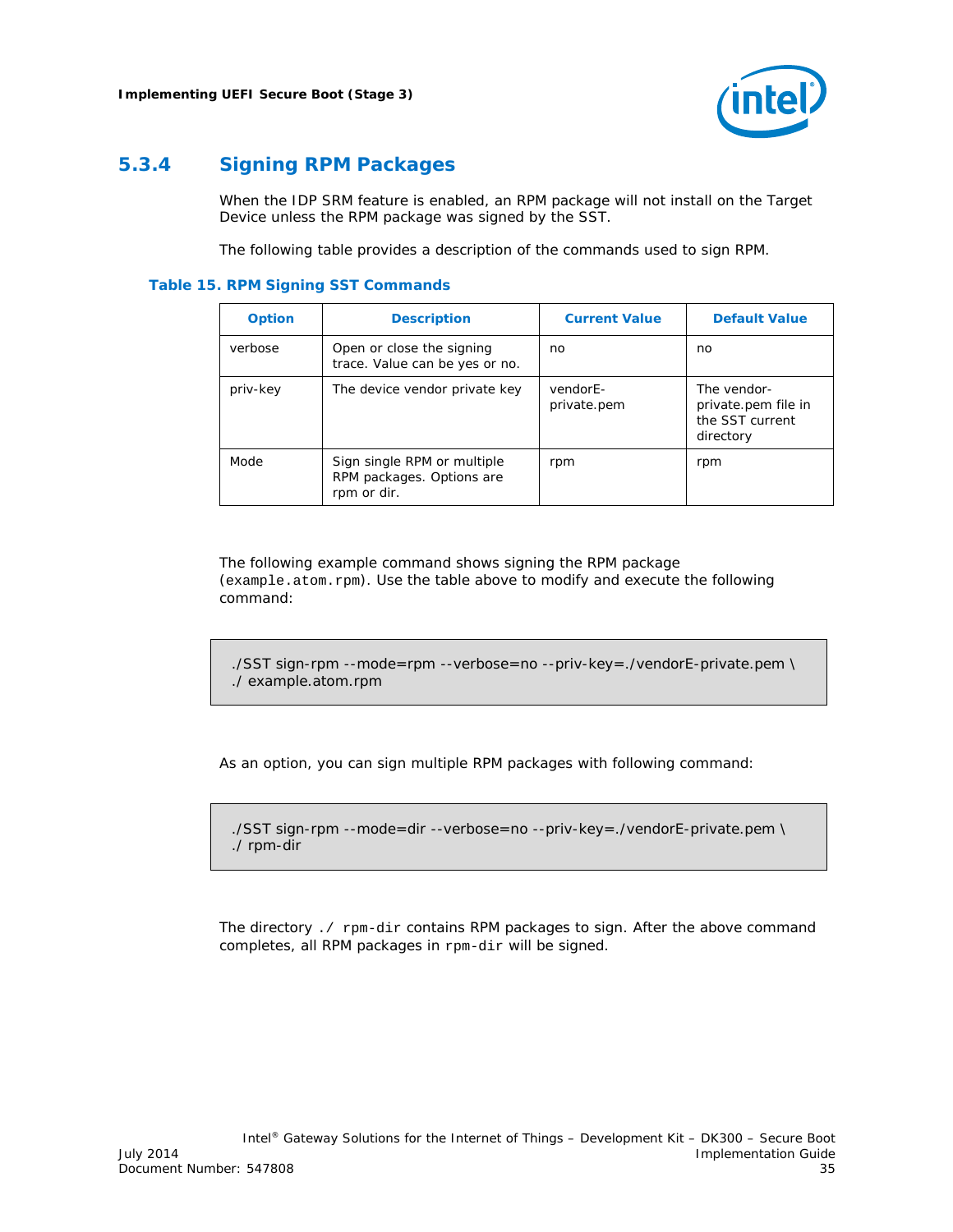### 5.3.4 Signing RPM Packages

When the IDP SRM feature is enabled, an RPM package will not install on the Target Device unless the RPM package was signed by the SST.

The following table provides a description of the commands used to sign RPM.

**Table 15. RPM Signing SST Commands**

| Option | Description | Current Value | Default Value |
| --- | --- | --- | --- |
| verbose | Open or close the signing trace. Value can be yes or no. | no | no |
| priv-key | The device vendor private key | vendorE-private.pem | The vendor-private.pem file in the SST current directory |
| Mode | Sign single RPM or multiple RPM packages. Options are rpm or dir. | rpm | rpm |

The following example command shows signing the RPM package (`example.atom.rpm`). Use the table above to modify and execute the following command:

```
./SST sign-rpm --mode=rpm --verbose=no --priv-key=./vendorE-private.pem \
./ example.atom.rpm
```

As an option, you can sign multiple RPM packages with following command:

```
./SST sign-rpm --mode=dir --verbose=no --priv-key=./vendorE-private.pem \
./ rpm-dir
```

The directory `./ rpm-dir` contains RPM packages to sign. After the above command completes, all RPM packages in `rpm-dir` will be signed.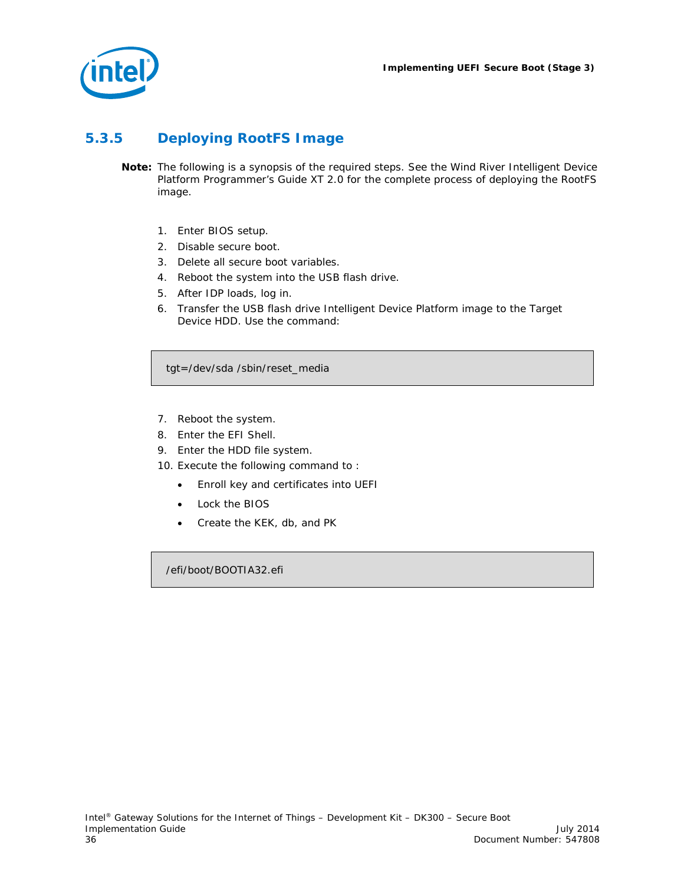### 5.3.5 Deploying RootFS Image

**Note:** The following is a synopsis of the required steps. See the Wind River Intelligent Device Platform Programmer's Guide XT 2.0 for the complete process of deploying the RootFS image.

1. Enter BIOS setup.
2. Disable secure boot.
3. Delete all secure boot variables.
4. Reboot the system into the USB flash drive.
5. After IDP loads, log in.
6. Transfer the USB flash drive Intelligent Device Platform image to the Target Device HDD. Use the command:

```
tgt=/dev/sda /sbin/reset_media
```

7. Reboot the system.
8. Enter the EFI Shell.
9. Enter the HDD file system.
10. Execute the following command to :
    - Enroll key and certificates into UEFI
    - Lock the BIOS
    - Create the KEK, db, and PK

```
/efi/boot/BOOTIA32.efi
```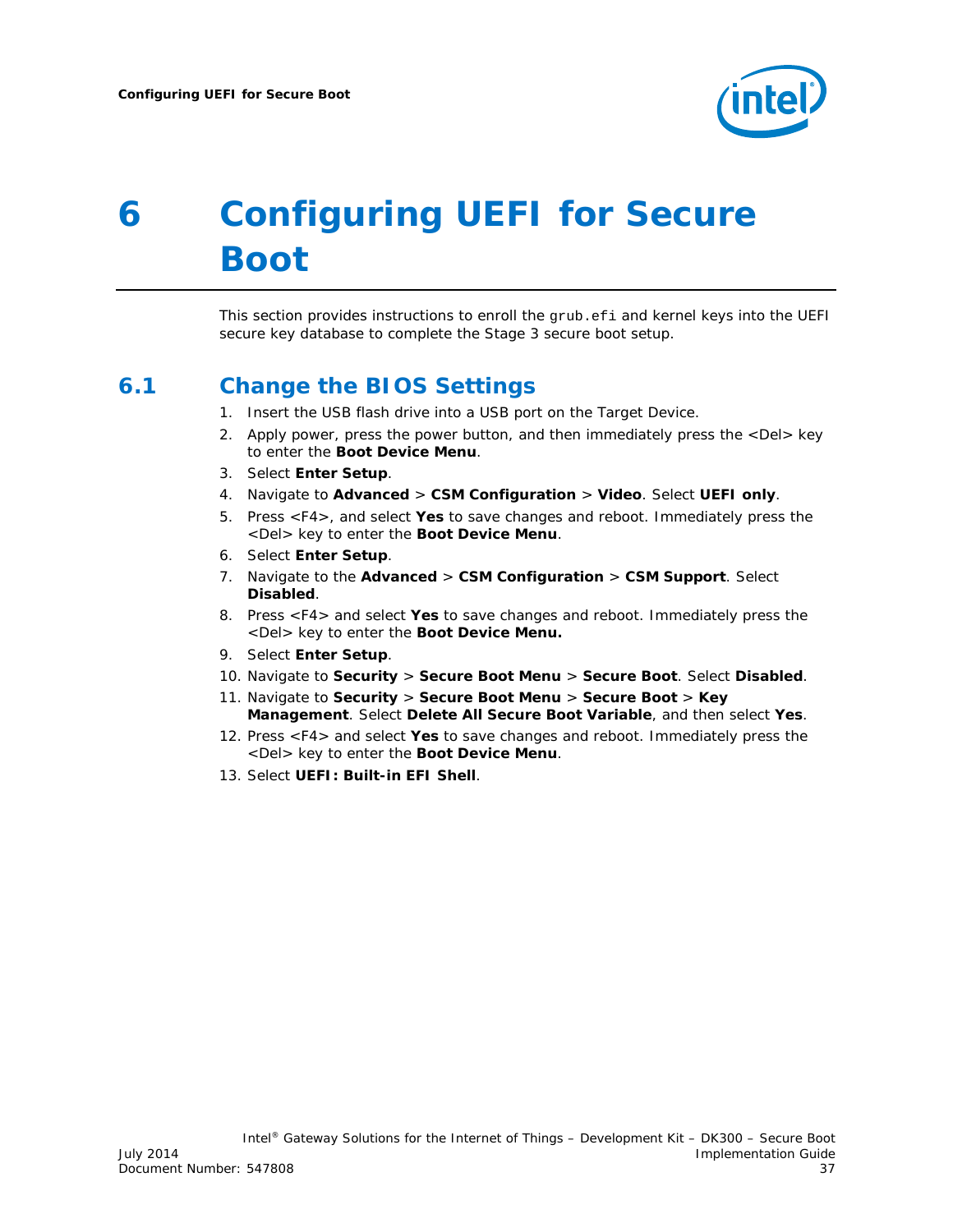# 6 Configuring UEFI for Secure Boot

This section provides instructions to enroll the `grub.efi` and kernel keys into the UEFI secure key database to complete the Stage 3 secure boot setup.

## 6.1 Change the BIOS Settings

1. Insert the USB flash drive into a USB port on the Target Device.
2. Apply power, press the power button, and then immediately press the <Del> key to enter the **Boot Device Menu**.
3. Select **Enter Setup**.
4. Navigate to **Advanced** > **CSM Configuration** > **Video**. Select **UEFI only**.
5. Press <F4>, and select **Yes** to save changes and reboot. Immediately press the <Del> key to enter the **Boot Device Menu**.
6. Select **Enter Setup**.
7. Navigate to the **Advanced** > **CSM Configuration** > **CSM Support**. Select **Disabled**.
8. Press <F4> and select **Yes** to save changes and reboot. Immediately press the <Del> key to enter the **Boot Device Menu.**
9. Select **Enter Setup**.
10. Navigate to **Security** > **Secure Boot Menu** > **Secure Boot**. Select **Disabled**.
11. Navigate to **Security** > **Secure Boot Menu** > **Secure Boot** > **Key Management**. Select **Delete All Secure Boot Variable**, and then select **Yes**.
12. Press <F4> and select **Yes** to save changes and reboot. Immediately press the <Del> key to enter the **Boot Device Menu**.
13. Select **UEFI: Built-in EFI Shell**.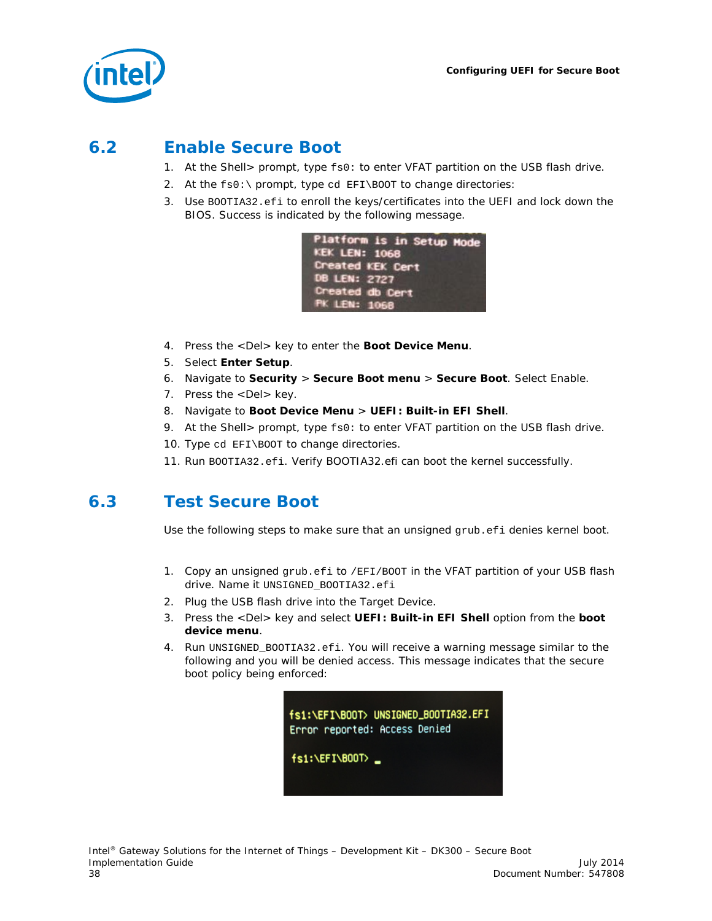## 6.2 Enable Secure Boot

1. At the Shell> prompt, type `fs0:` to enter VFAT partition on the USB flash drive.
2. At the `fs0:\` prompt, type `cd EFI\BOOT` to change directories:
3. Use `BOOTIA32.efi` to enroll the keys/certificates into the UEFI and lock down the BIOS. Success is indicated by the following message.

```
Platform is in Setup Mode
KEK LEN: 1068
Created KEK Cert
DB LEN: 2727
Created db Cert
PK LEN: 1068
```

4. Press the <Del> key to enter the **Boot Device Menu**.
5. Select **Enter Setup**.
6. Navigate to **Security** > **Secure Boot menu** > **Secure Boot**. Select Enable.
7. Press the <Del> key.
8. Navigate to **Boot Device Menu** > **UEFI: Built-in EFI Shell**.
9. At the Shell> prompt, type `fs0:` to enter VFAT partition on the USB flash drive.
10. Type `cd EFI\BOOT` to change directories.
11. Run `BOOTIA32.efi`. Verify BOOTIA32.efi can boot the kernel successfully.

## 6.3 Test Secure Boot

Use the following steps to make sure that an unsigned `grub.efi` denies kernel boot.

1. Copy an unsigned `grub.efi` to `/EFI/BOOT` in the VFAT partition of your USB flash drive. Name it `UNSIGNED_BOOTIA32.efi`
2. Plug the USB flash drive into the Target Device.
3. Press the <Del> key and select **UEFI: Built-in EFI Shell** option from the **boot device menu**.
4. Run `UNSIGNED_BOOTIA32.efi`. You will receive a warning message similar to the following and you will be denied access. This message indicates that the secure boot policy being enforced:

```
fs1:\EFI\BOOT> UNSIGNED_BOOTIA32.EFI
Error reported: Access Denied

fs1:\EFI\BOOT> _
```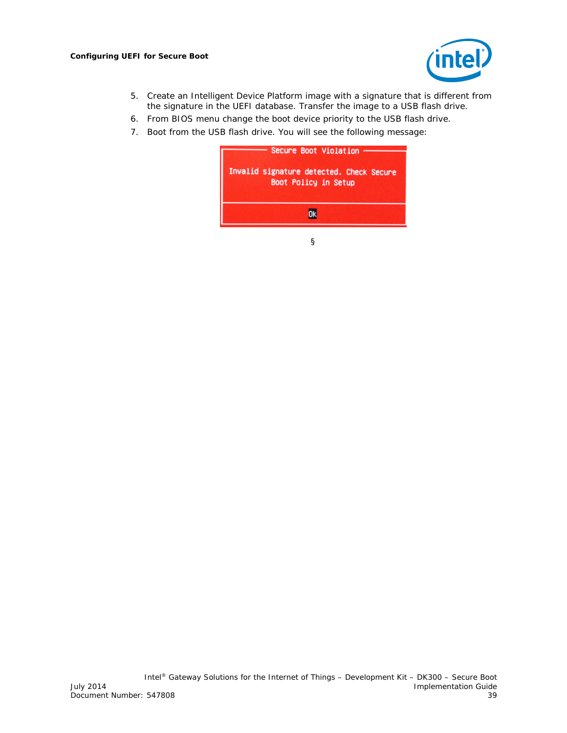5. Create an Intelligent Device Platform image with a signature that is different from the signature in the UEFI database. Transfer the image to a USB flash drive.
6. From BIOS menu change the boot device priority to the USB flash drive.
7. Boot from the USB flash drive. You will see the following message:

Secure Boot Violation

Invalid signature detected. Check Secure Boot Policy in Setup

Ok

§